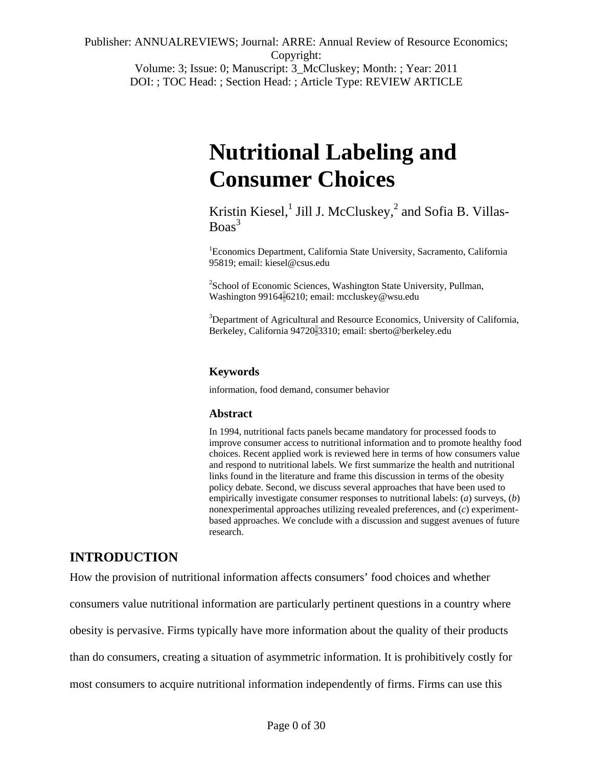Publisher: ANNUALREVIEWS; Journal: ARRE: Annual Review of Resource Economics; Copyright:
Volume: 3; Issue: 0; Manuscript: 3_McCluskey; Month: ; Year: 2011
DOI: ; TOC Head: ; Section Head: ; Article Type: REVIEW ARTICLE

# Nutritional Labeling and Consumer Choices

Kristin Kiesel,[1] Jill J. McCluskey,[2] and Sofia B. Villas-Boas[3]

[1]Economics Department, California State University, Sacramento, California 95819; email: kiesel@csus.edu

[2]School of Economic Sciences, Washington State University, Pullman, Washington 99164-6210; email: mccluskey@wsu.edu

[3]Department of Agricultural and Resource Economics, University of California, Berkeley, California 94720-3310; email: sberto@berkeley.edu

### Keywords

information, food demand, consumer behavior

### Abstract

In 1994, nutritional facts panels became mandatory for processed foods to improve consumer access to nutritional information and to promote healthy food choices. Recent applied work is reviewed here in terms of how consumers value and respond to nutritional labels. We first summarize the health and nutritional links found in the literature and frame this discussion in terms of the obesity policy debate. Second, we discuss several approaches that have been used to empirically investigate consumer responses to nutritional labels: (*a*) surveys, (*b*) nonexperimental approaches utilizing revealed preferences, and (*c*) experiment-based approaches. We conclude with a discussion and suggest avenues of future research.

## INTRODUCTION

How the provision of nutritional information affects consumers' food choices and whether consumers value nutritional information are particularly pertinent questions in a country where obesity is pervasive. Firms typically have more information about the quality of their products than do consumers, creating a situation of asymmetric information. It is prohibitively costly for most consumers to acquire nutritional information independently of firms. Firms can use this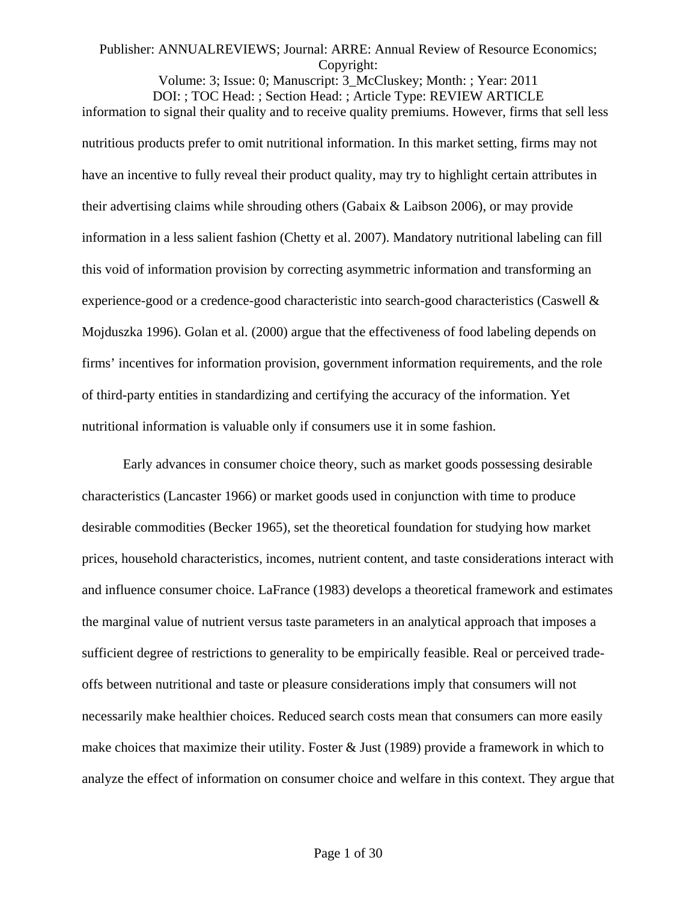information to signal their quality and to receive quality premiums. However, firms that sell less nutritious products prefer to omit nutritional information. In this market setting, firms may not have an incentive to fully reveal their product quality, may try to highlight certain attributes in their advertising claims while shrouding others (Gabaix & Laibson 2006), or may provide information in a less salient fashion (Chetty et al. 2007). Mandatory nutritional labeling can fill this void of information provision by correcting asymmetric information and transforming an experience-good or a credence-good characteristic into search-good characteristics (Caswell & Mojduszka 1996). Golan et al. (2000) argue that the effectiveness of food labeling depends on firms' incentives for information provision, government information requirements, and the role of third-party entities in standardizing and certifying the accuracy of the information. Yet nutritional information is valuable only if consumers use it in some fashion.

Early advances in consumer choice theory, such as market goods possessing desirable characteristics (Lancaster 1966) or market goods used in conjunction with time to produce desirable commodities (Becker 1965), set the theoretical foundation for studying how market prices, household characteristics, incomes, nutrient content, and taste considerations interact with and influence consumer choice. LaFrance (1983) develops a theoretical framework and estimates the marginal value of nutrient versus taste parameters in an analytical approach that imposes a sufficient degree of restrictions to generality to be empirically feasible. Real or perceived trade-offs between nutritional and taste or pleasure considerations imply that consumers will not necessarily make healthier choices. Reduced search costs mean that consumers can more easily make choices that maximize their utility. Foster & Just (1989) provide a framework in which to analyze the effect of information on consumer choice and welfare in this context. They argue that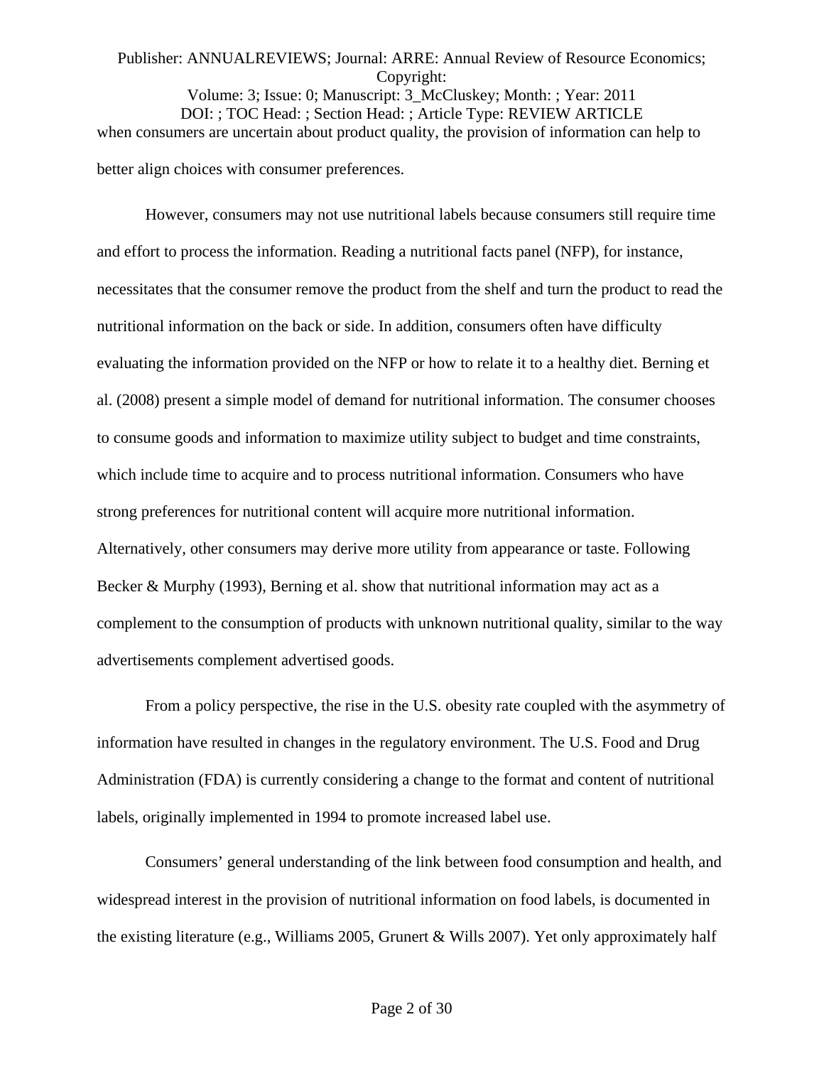when consumers are uncertain about product quality, the provision of information can help to better align choices with consumer preferences.

However, consumers may not use nutritional labels because consumers still require time and effort to process the information. Reading a nutritional facts panel (NFP), for instance, necessitates that the consumer remove the product from the shelf and turn the product to read the nutritional information on the back or side. In addition, consumers often have difficulty evaluating the information provided on the NFP or how to relate it to a healthy diet. Berning et al. (2008) present a simple model of demand for nutritional information. The consumer chooses to consume goods and information to maximize utility subject to budget and time constraints, which include time to acquire and to process nutritional information. Consumers who have strong preferences for nutritional content will acquire more nutritional information. Alternatively, other consumers may derive more utility from appearance or taste. Following Becker & Murphy (1993), Berning et al. show that nutritional information may act as a complement to the consumption of products with unknown nutritional quality, similar to the way advertisements complement advertised goods.

From a policy perspective, the rise in the U.S. obesity rate coupled with the asymmetry of information have resulted in changes in the regulatory environment. The U.S. Food and Drug Administration (FDA) is currently considering a change to the format and content of nutritional labels, originally implemented in 1994 to promote increased label use.

Consumers' general understanding of the link between food consumption and health, and widespread interest in the provision of nutritional information on food labels, is documented in the existing literature (e.g., Williams 2005, Grunert & Wills 2007). Yet only approximately half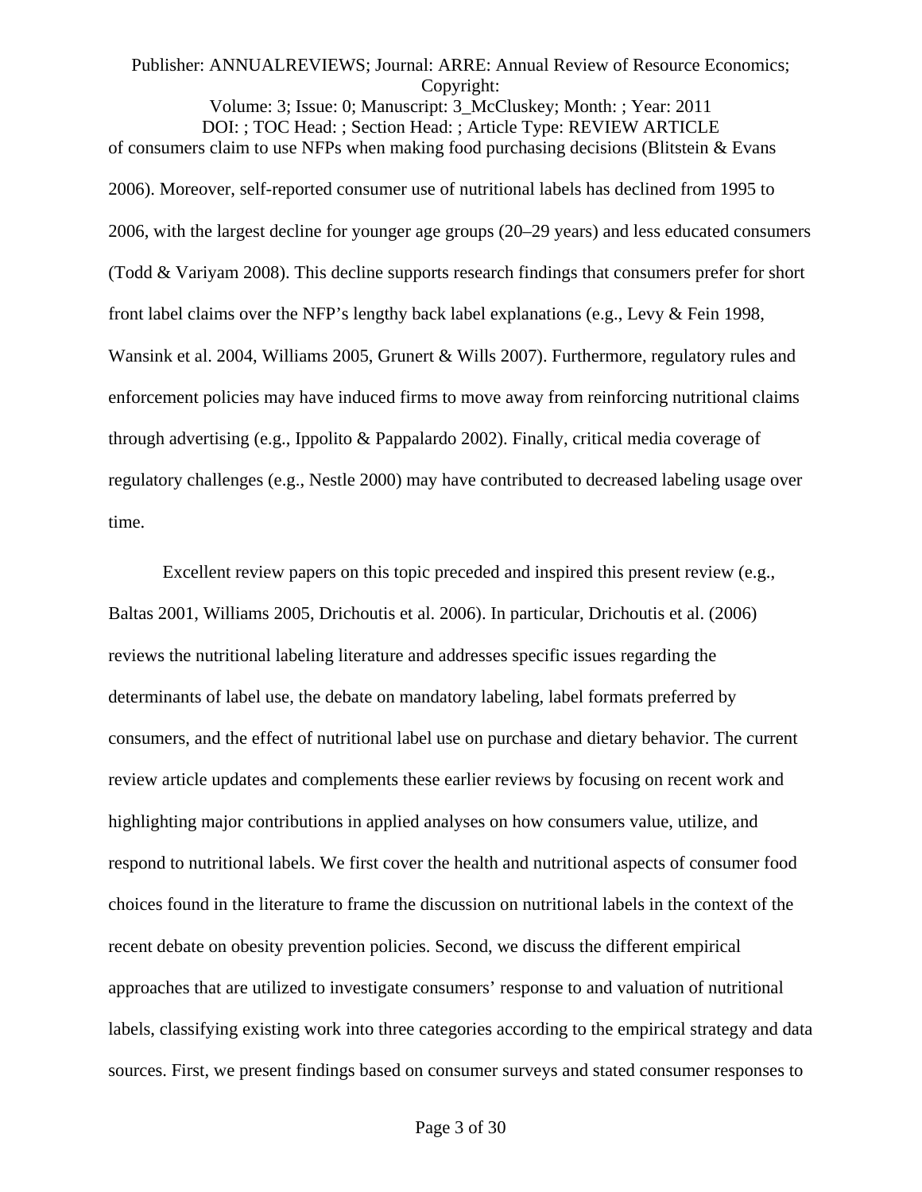of consumers claim to use NFPs when making food purchasing decisions (Blitstein & Evans 2006). Moreover, self-reported consumer use of nutritional labels has declined from 1995 to 2006, with the largest decline for younger age groups (20–29 years) and less educated consumers (Todd & Variyam 2008). This decline supports research findings that consumers prefer for short front label claims over the NFP's lengthy back label explanations (e.g., Levy & Fein 1998, Wansink et al. 2004, Williams 2005, Grunert & Wills 2007). Furthermore, regulatory rules and enforcement policies may have induced firms to move away from reinforcing nutritional claims through advertising (e.g., Ippolito & Pappalardo 2002). Finally, critical media coverage of regulatory challenges (e.g., Nestle 2000) may have contributed to decreased labeling usage over time.

Excellent review papers on this topic preceded and inspired this present review (e.g., Baltas 2001, Williams 2005, Drichoutis et al. 2006). In particular, Drichoutis et al. (2006) reviews the nutritional labeling literature and addresses specific issues regarding the determinants of label use, the debate on mandatory labeling, label formats preferred by consumers, and the effect of nutritional label use on purchase and dietary behavior. The current review article updates and complements these earlier reviews by focusing on recent work and highlighting major contributions in applied analyses on how consumers value, utilize, and respond to nutritional labels. We first cover the health and nutritional aspects of consumer food choices found in the literature to frame the discussion on nutritional labels in the context of the recent debate on obesity prevention policies. Second, we discuss the different empirical approaches that are utilized to investigate consumers' response to and valuation of nutritional labels, classifying existing work into three categories according to the empirical strategy and data sources. First, we present findings based on consumer surveys and stated consumer responses to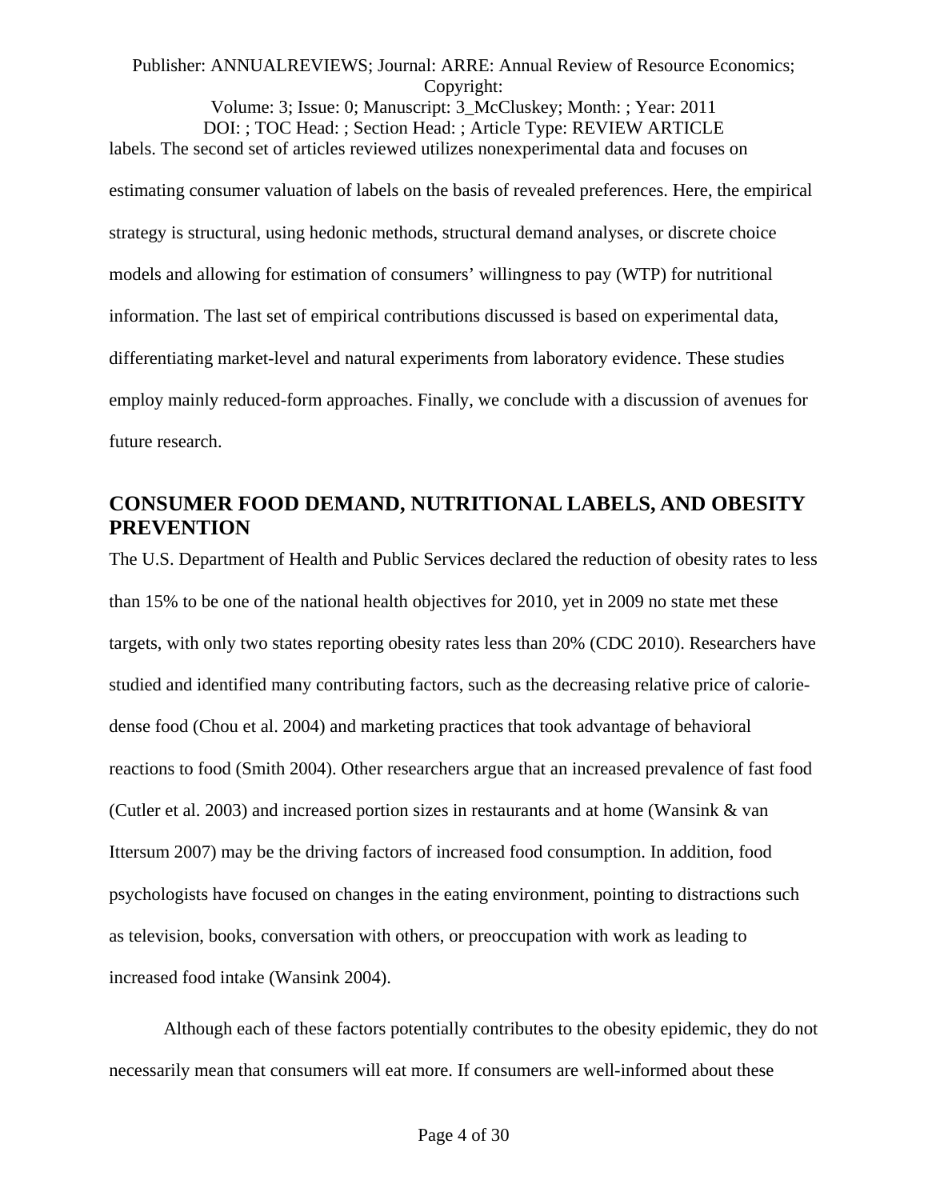labels. The second set of articles reviewed utilizes nonexperimental data and focuses on estimating consumer valuation of labels on the basis of revealed preferences. Here, the empirical strategy is structural, using hedonic methods, structural demand analyses, or discrete choice models and allowing for estimation of consumers' willingness to pay (WTP) for nutritional information. The last set of empirical contributions discussed is based on experimental data, differentiating market-level and natural experiments from laboratory evidence. These studies employ mainly reduced-form approaches. Finally, we conclude with a discussion of avenues for future research.

## CONSUMER FOOD DEMAND, NUTRITIONAL LABELS, AND OBESITY PREVENTION

The U.S. Department of Health and Public Services declared the reduction of obesity rates to less than 15% to be one of the national health objectives for 2010, yet in 2009 no state met these targets, with only two states reporting obesity rates less than 20% (CDC 2010). Researchers have studied and identified many contributing factors, such as the decreasing relative price of calorie-dense food (Chou et al. 2004) and marketing practices that took advantage of behavioral reactions to food (Smith 2004). Other researchers argue that an increased prevalence of fast food (Cutler et al. 2003) and increased portion sizes in restaurants and at home (Wansink & van Ittersum 2007) may be the driving factors of increased food consumption. In addition, food psychologists have focused on changes in the eating environment, pointing to distractions such as television, books, conversation with others, or preoccupation with work as leading to increased food intake (Wansink 2004).

Although each of these factors potentially contributes to the obesity epidemic, they do not necessarily mean that consumers will eat more. If consumers are well-informed about these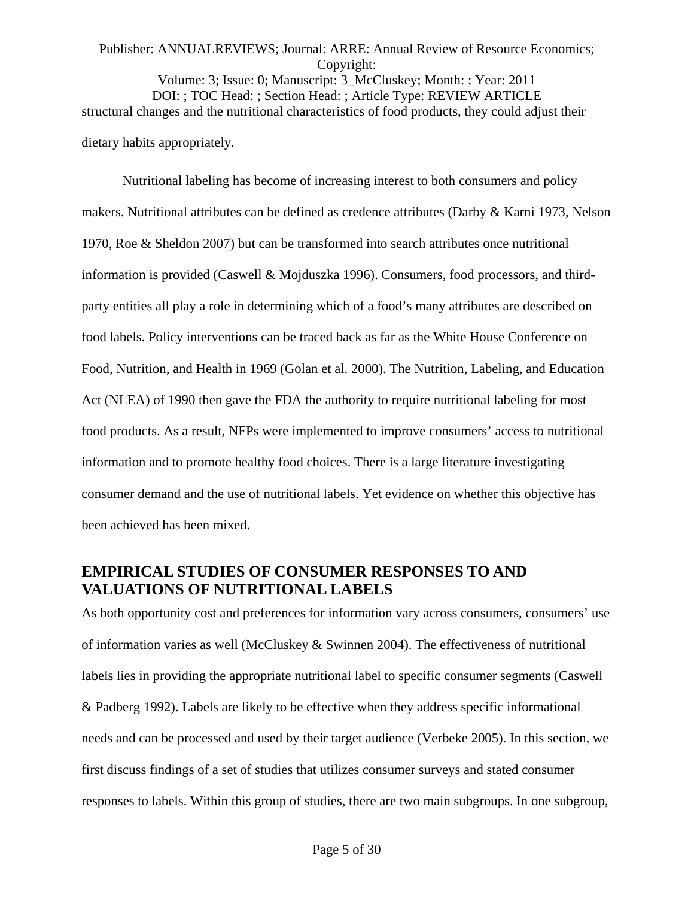structural changes and the nutritional characteristics of food products, they could adjust their dietary habits appropriately.

Nutritional labeling has become of increasing interest to both consumers and policy makers. Nutritional attributes can be defined as credence attributes (Darby & Karni 1973, Nelson 1970, Roe & Sheldon 2007) but can be transformed into search attributes once nutritional information is provided (Caswell & Mojduszka 1996). Consumers, food processors, and third-party entities all play a role in determining which of a food's many attributes are described on food labels. Policy interventions can be traced back as far as the White House Conference on Food, Nutrition, and Health in 1969 (Golan et al. 2000). The Nutrition, Labeling, and Education Act (NLEA) of 1990 then gave the FDA the authority to require nutritional labeling for most food products. As a result, NFPs were implemented to improve consumers' access to nutritional information and to promote healthy food choices. There is a large literature investigating consumer demand and the use of nutritional labels. Yet evidence on whether this objective has been achieved has been mixed.

## EMPIRICAL STUDIES OF CONSUMER RESPONSES TO AND VALUATIONS OF NUTRITIONAL LABELS

As both opportunity cost and preferences for information vary across consumers, consumers' use of information varies as well (McCluskey & Swinnen 2004). The effectiveness of nutritional labels lies in providing the appropriate nutritional label to specific consumer segments (Caswell & Padberg 1992). Labels are likely to be effective when they address specific informational needs and can be processed and used by their target audience (Verbeke 2005). In this section, we first discuss findings of a set of studies that utilizes consumer surveys and stated consumer responses to labels. Within this group of studies, there are two main subgroups. In one subgroup,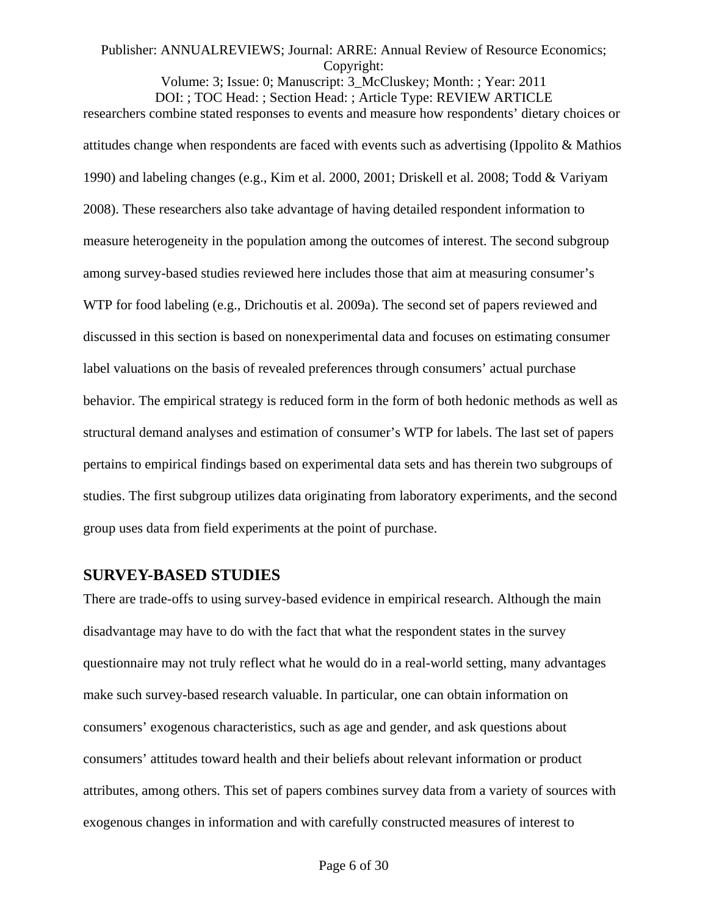researchers combine stated responses to events and measure how respondents' dietary choices or attitudes change when respondents are faced with events such as advertising (Ippolito & Mathios 1990) and labeling changes (e.g., Kim et al. 2000, 2001; Driskell et al. 2008; Todd & Variyam 2008). These researchers also take advantage of having detailed respondent information to measure heterogeneity in the population among the outcomes of interest. The second subgroup among survey-based studies reviewed here includes those that aim at measuring consumer's WTP for food labeling (e.g., Drichoutis et al. 2009a). The second set of papers reviewed and discussed in this section is based on nonexperimental data and focuses on estimating consumer label valuations on the basis of revealed preferences through consumers' actual purchase behavior. The empirical strategy is reduced form in the form of both hedonic methods as well as structural demand analyses and estimation of consumer's WTP for labels. The last set of papers pertains to empirical findings based on experimental data sets and has therein two subgroups of studies. The first subgroup utilizes data originating from laboratory experiments, and the second group uses data from field experiments at the point of purchase.

## SURVEY-BASED STUDIES

There are trade-offs to using survey-based evidence in empirical research. Although the main disadvantage may have to do with the fact that what the respondent states in the survey questionnaire may not truly reflect what he would do in a real-world setting, many advantages make such survey-based research valuable. In particular, one can obtain information on consumers' exogenous characteristics, such as age and gender, and ask questions about consumers' attitudes toward health and their beliefs about relevant information or product attributes, among others. This set of papers combines survey data from a variety of sources with exogenous changes in information and with carefully constructed measures of interest to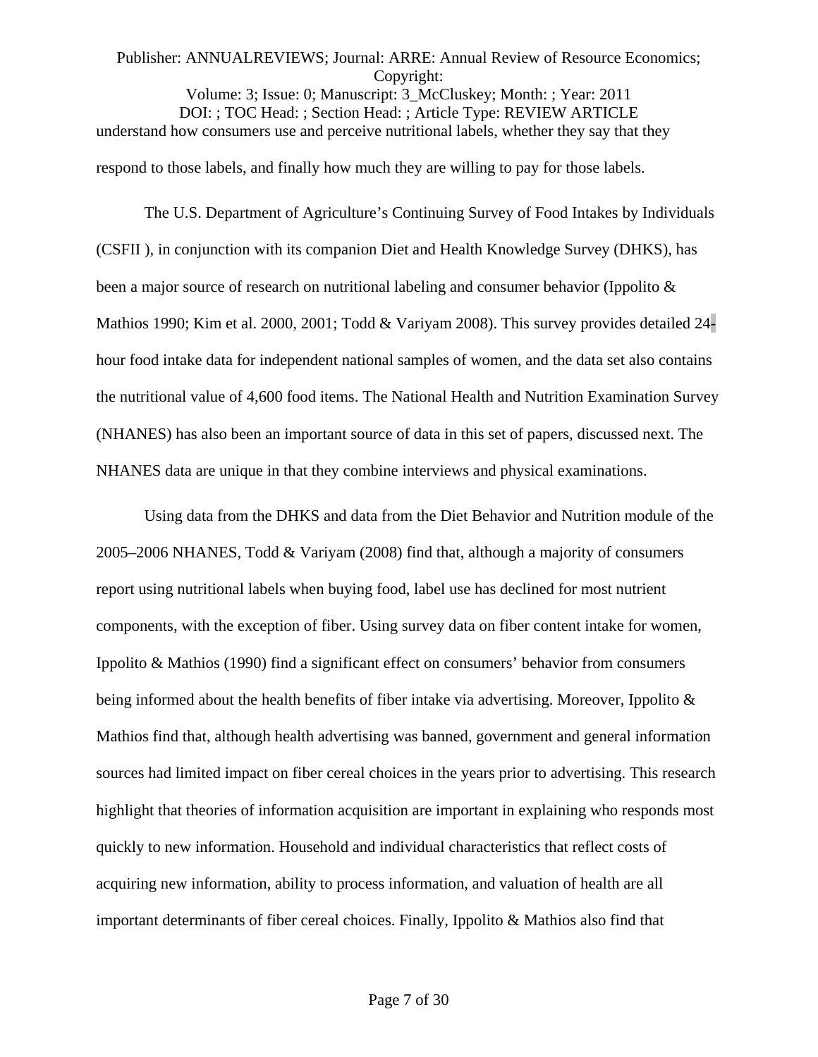understand how consumers use and perceive nutritional labels, whether they say that they respond to those labels, and finally how much they are willing to pay for those labels.

The U.S. Department of Agriculture's Continuing Survey of Food Intakes by Individuals (CSFII ), in conjunction with its companion Diet and Health Knowledge Survey (DHKS), has been a major source of research on nutritional labeling and consumer behavior (Ippolito & Mathios 1990; Kim et al. 2000, 2001; Todd & Variyam 2008). This survey provides detailed 24-hour food intake data for independent national samples of women, and the data set also contains the nutritional value of 4,600 food items. The National Health and Nutrition Examination Survey (NHANES) has also been an important source of data in this set of papers, discussed next. The NHANES data are unique in that they combine interviews and physical examinations.

Using data from the DHKS and data from the Diet Behavior and Nutrition module of the 2005–2006 NHANES, Todd & Variyam (2008) find that, although a majority of consumers report using nutritional labels when buying food, label use has declined for most nutrient components, with the exception of fiber. Using survey data on fiber content intake for women, Ippolito & Mathios (1990) find a significant effect on consumers' behavior from consumers being informed about the health benefits of fiber intake via advertising. Moreover, Ippolito & Mathios find that, although health advertising was banned, government and general information sources had limited impact on fiber cereal choices in the years prior to advertising. This research highlight that theories of information acquisition are important in explaining who responds most quickly to new information. Household and individual characteristics that reflect costs of acquiring new information, ability to process information, and valuation of health are all important determinants of fiber cereal choices. Finally, Ippolito & Mathios also find that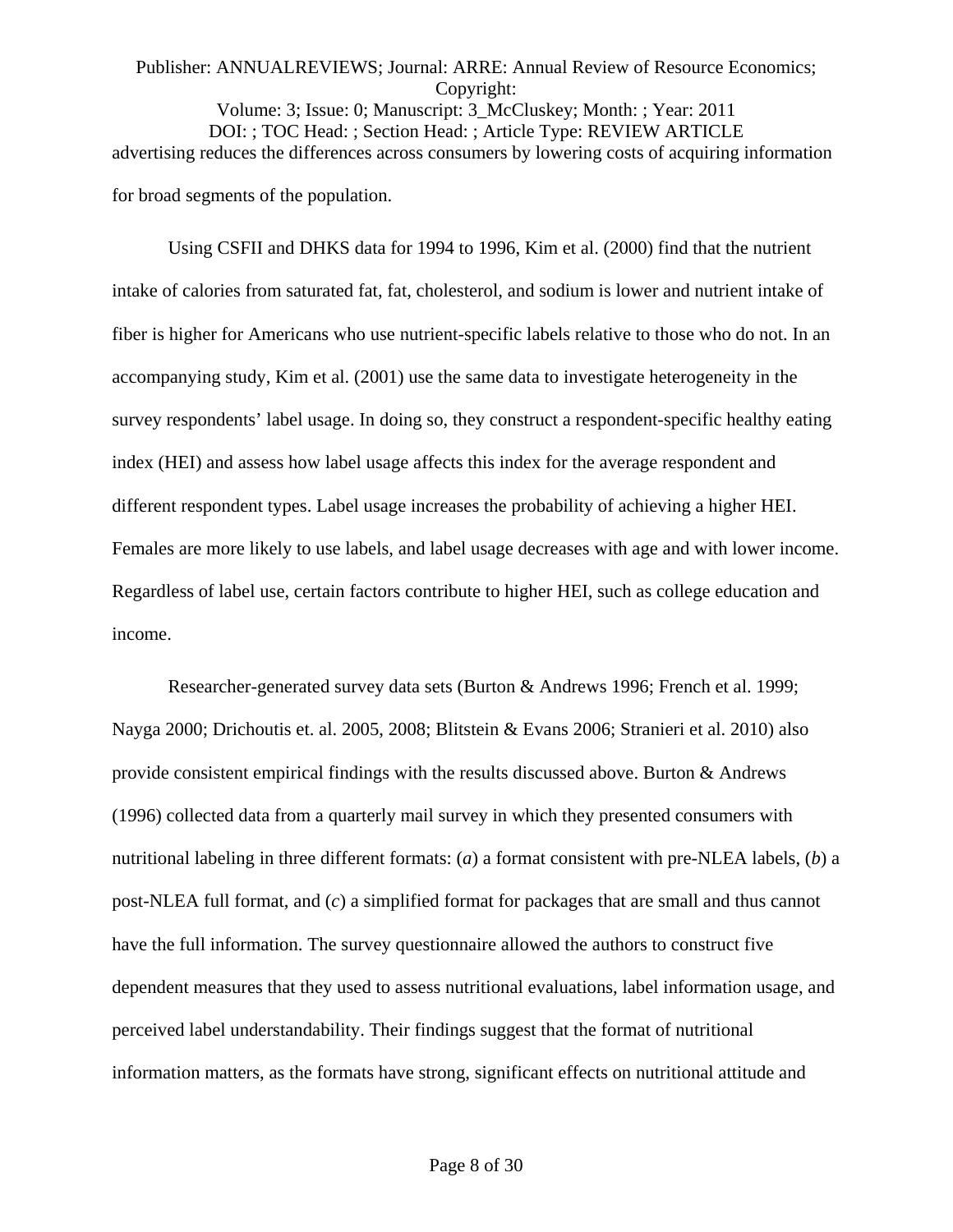advertising reduces the differences across consumers by lowering costs of acquiring information for broad segments of the population.

Using CSFII and DHKS data for 1994 to 1996, Kim et al. (2000) find that the nutrient intake of calories from saturated fat, fat, cholesterol, and sodium is lower and nutrient intake of fiber is higher for Americans who use nutrient-specific labels relative to those who do not. In an accompanying study, Kim et al. (2001) use the same data to investigate heterogeneity in the survey respondents' label usage. In doing so, they construct a respondent-specific healthy eating index (HEI) and assess how label usage affects this index for the average respondent and different respondent types. Label usage increases the probability of achieving a higher HEI. Females are more likely to use labels, and label usage decreases with age and with lower income. Regardless of label use, certain factors contribute to higher HEI, such as college education and income.

Researcher-generated survey data sets (Burton & Andrews 1996; French et al. 1999; Nayga 2000; Drichoutis et. al. 2005, 2008; Blitstein & Evans 2006; Stranieri et al. 2010) also provide consistent empirical findings with the results discussed above. Burton & Andrews (1996) collected data from a quarterly mail survey in which they presented consumers with nutritional labeling in three different formats: (*a*) a format consistent with pre-NLEA labels, (*b*) a post-NLEA full format, and (*c*) a simplified format for packages that are small and thus cannot have the full information. The survey questionnaire allowed the authors to construct five dependent measures that they used to assess nutritional evaluations, label information usage, and perceived label understandability. Their findings suggest that the format of nutritional information matters, as the formats have strong, significant effects on nutritional attitude and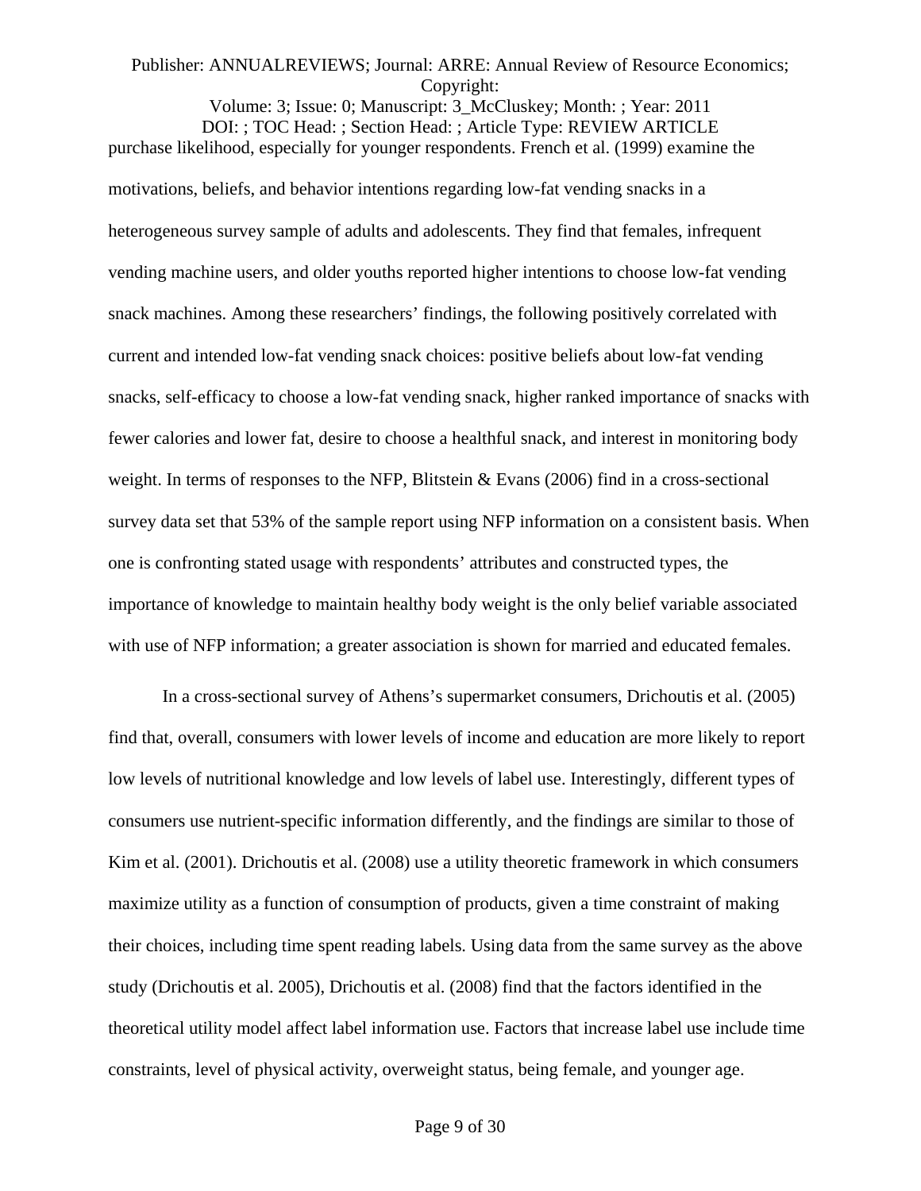purchase likelihood, especially for younger respondents. French et al. (1999) examine the motivations, beliefs, and behavior intentions regarding low-fat vending snacks in a heterogeneous survey sample of adults and adolescents. They find that females, infrequent vending machine users, and older youths reported higher intentions to choose low-fat vending snack machines. Among these researchers' findings, the following positively correlated with current and intended low-fat vending snack choices: positive beliefs about low-fat vending snacks, self-efficacy to choose a low-fat vending snack, higher ranked importance of snacks with fewer calories and lower fat, desire to choose a healthful snack, and interest in monitoring body weight. In terms of responses to the NFP, Blitstein & Evans (2006) find in a cross-sectional survey data set that 53% of the sample report using NFP information on a consistent basis. When one is confronting stated usage with respondents' attributes and constructed types, the importance of knowledge to maintain healthy body weight is the only belief variable associated with use of NFP information; a greater association is shown for married and educated females.

In a cross-sectional survey of Athens's supermarket consumers, Drichoutis et al. (2005) find that, overall, consumers with lower levels of income and education are more likely to report low levels of nutritional knowledge and low levels of label use. Interestingly, different types of consumers use nutrient-specific information differently, and the findings are similar to those of Kim et al. (2001). Drichoutis et al. (2008) use a utility theoretic framework in which consumers maximize utility as a function of consumption of products, given a time constraint of making their choices, including time spent reading labels. Using data from the same survey as the above study (Drichoutis et al. 2005), Drichoutis et al. (2008) find that the factors identified in the theoretical utility model affect label information use. Factors that increase label use include time constraints, level of physical activity, overweight status, being female, and younger age.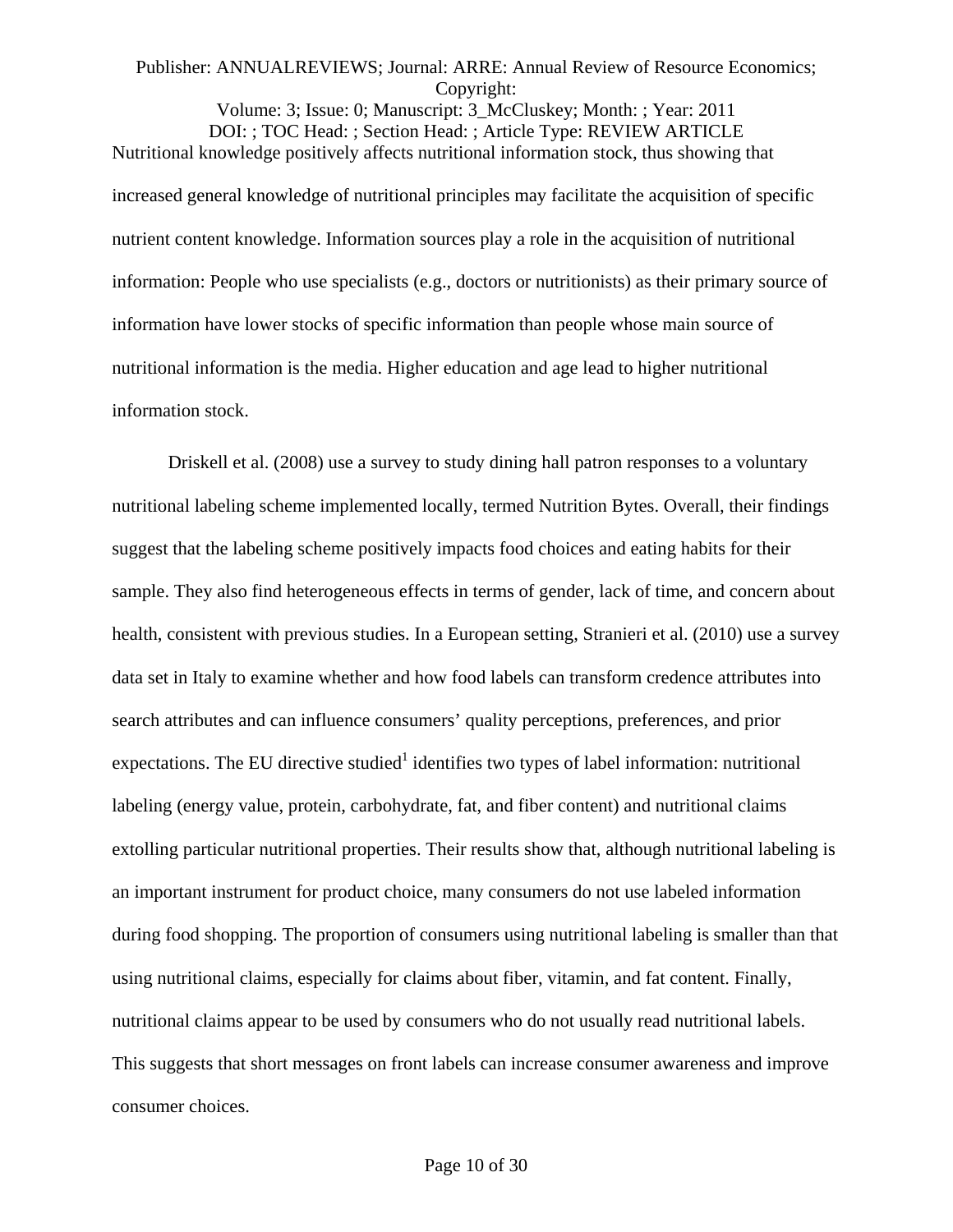Nutritional knowledge positively affects nutritional information stock, thus showing that increased general knowledge of nutritional principles may facilitate the acquisition of specific nutrient content knowledge. Information sources play a role in the acquisition of nutritional information: People who use specialists (e.g., doctors or nutritionists) as their primary source of information have lower stocks of specific information than people whose main source of nutritional information is the media. Higher education and age lead to higher nutritional information stock.

Driskell et al. (2008) use a survey to study dining hall patron responses to a voluntary nutritional labeling scheme implemented locally, termed Nutrition Bytes. Overall, their findings suggest that the labeling scheme positively impacts food choices and eating habits for their sample. They also find heterogeneous effects in terms of gender, lack of time, and concern about health, consistent with previous studies. In a European setting, Stranieri et al. (2010) use a survey data set in Italy to examine whether and how food labels can transform credence attributes into search attributes and can influence consumers' quality perceptions, preferences, and prior expectations. The EU directive studied[1] identifies two types of label information: nutritional labeling (energy value, protein, carbohydrate, fat, and fiber content) and nutritional claims extolling particular nutritional properties. Their results show that, although nutritional labeling is an important instrument for product choice, many consumers do not use labeled information during food shopping. The proportion of consumers using nutritional labeling is smaller than that using nutritional claims, especially for claims about fiber, vitamin, and fat content. Finally, nutritional claims appear to be used by consumers who do not usually read nutritional labels. This suggests that short messages on front labels can increase consumer awareness and improve consumer choices.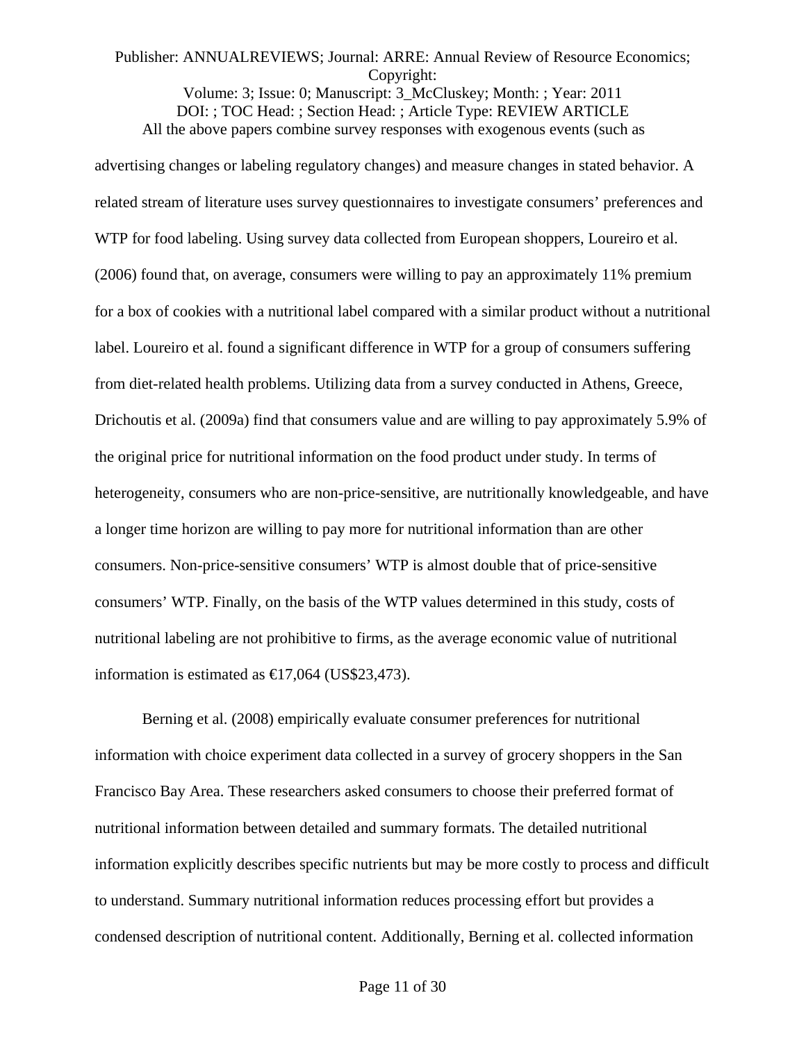All the above papers combine survey responses with exogenous events (such as advertising changes or labeling regulatory changes) and measure changes in stated behavior. A related stream of literature uses survey questionnaires to investigate consumers' preferences and WTP for food labeling. Using survey data collected from European shoppers, Loureiro et al. (2006) found that, on average, consumers were willing to pay an approximately 11% premium for a box of cookies with a nutritional label compared with a similar product without a nutritional label. Loureiro et al. found a significant difference in WTP for a group of consumers suffering from diet-related health problems. Utilizing data from a survey conducted in Athens, Greece, Drichoutis et al. (2009a) find that consumers value and are willing to pay approximately 5.9% of the original price for nutritional information on the food product under study. In terms of heterogeneity, consumers who are non-price-sensitive, are nutritionally knowledgeable, and have a longer time horizon are willing to pay more for nutritional information than are other consumers. Non-price-sensitive consumers' WTP is almost double that of price-sensitive consumers' WTP. Finally, on the basis of the WTP values determined in this study, costs of nutritional labeling are not prohibitive to firms, as the average economic value of nutritional information is estimated as €17,064 (US$23,473).

Berning et al. (2008) empirically evaluate consumer preferences for nutritional information with choice experiment data collected in a survey of grocery shoppers in the San Francisco Bay Area. These researchers asked consumers to choose their preferred format of nutritional information between detailed and summary formats. The detailed nutritional information explicitly describes specific nutrients but may be more costly to process and difficult to understand. Summary nutritional information reduces processing effort but provides a condensed description of nutritional content. Additionally, Berning et al. collected information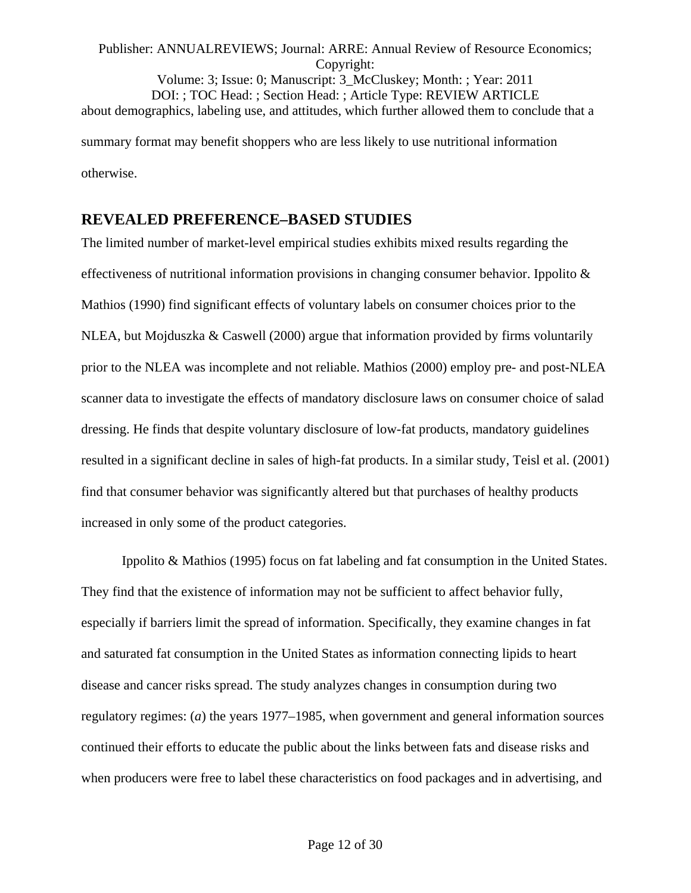about demographics, labeling use, and attitudes, which further allowed them to conclude that a summary format may benefit shoppers who are less likely to use nutritional information otherwise.

## REVEALED PREFERENCE–BASED STUDIES

The limited number of market-level empirical studies exhibits mixed results regarding the effectiveness of nutritional information provisions in changing consumer behavior. Ippolito & Mathios (1990) find significant effects of voluntary labels on consumer choices prior to the NLEA, but Mojduszka & Caswell (2000) argue that information provided by firms voluntarily prior to the NLEA was incomplete and not reliable. Mathios (2000) employ pre- and post-NLEA scanner data to investigate the effects of mandatory disclosure laws on consumer choice of salad dressing. He finds that despite voluntary disclosure of low-fat products, mandatory guidelines resulted in a significant decline in sales of high-fat products. In a similar study, Teisl et al. (2001) find that consumer behavior was significantly altered but that purchases of healthy products increased in only some of the product categories.

Ippolito & Mathios (1995) focus on fat labeling and fat consumption in the United States. They find that the existence of information may not be sufficient to affect behavior fully, especially if barriers limit the spread of information. Specifically, they examine changes in fat and saturated fat consumption in the United States as information connecting lipids to heart disease and cancer risks spread. The study analyzes changes in consumption during two regulatory regimes: (*a*) the years 1977–1985, when government and general information sources continued their efforts to educate the public about the links between fats and disease risks and when producers were free to label these characteristics on food packages and in advertising, and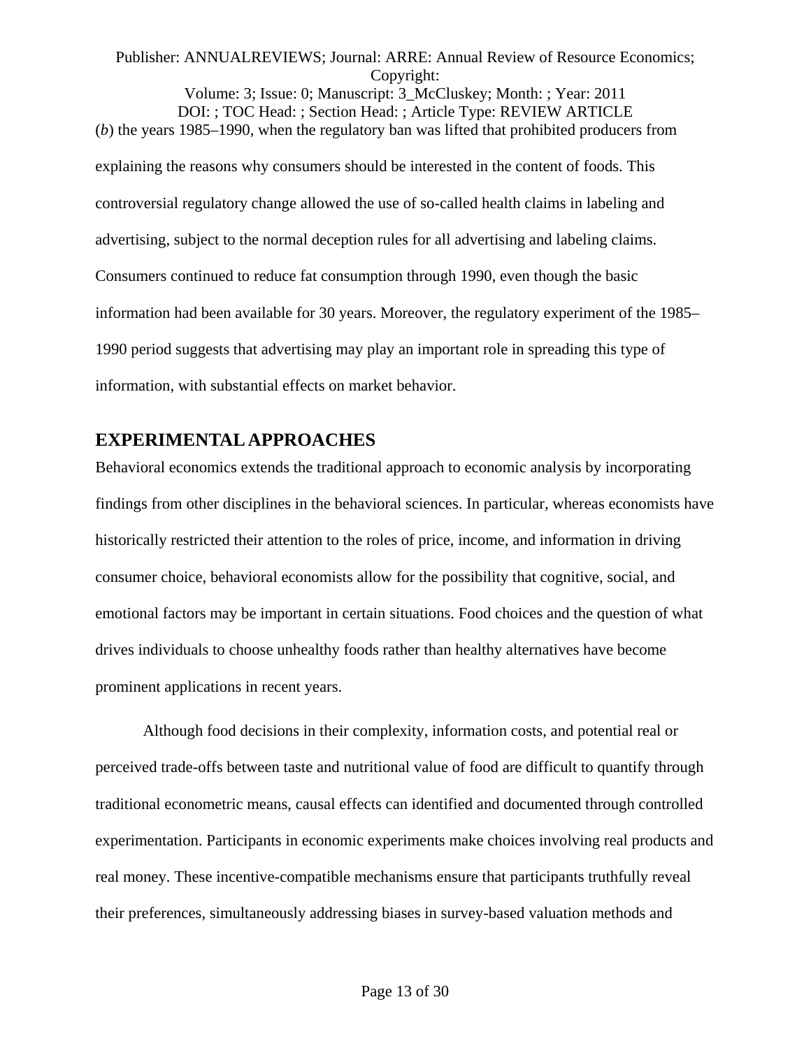(*b*) the years 1985–1990, when the regulatory ban was lifted that prohibited producers from explaining the reasons why consumers should be interested in the content of foods. This controversial regulatory change allowed the use of so-called health claims in labeling and advertising, subject to the normal deception rules for all advertising and labeling claims. Consumers continued to reduce fat consumption through 1990, even though the basic information had been available for 30 years. Moreover, the regulatory experiment of the 1985–1990 period suggests that advertising may play an important role in spreading this type of information, with substantial effects on market behavior.

## EXPERIMENTAL APPROACHES

Behavioral economics extends the traditional approach to economic analysis by incorporating findings from other disciplines in the behavioral sciences. In particular, whereas economists have historically restricted their attention to the roles of price, income, and information in driving consumer choice, behavioral economists allow for the possibility that cognitive, social, and emotional factors may be important in certain situations. Food choices and the question of what drives individuals to choose unhealthy foods rather than healthy alternatives have become prominent applications in recent years.

Although food decisions in their complexity, information costs, and potential real or perceived trade-offs between taste and nutritional value of food are difficult to quantify through traditional econometric means, causal effects can identified and documented through controlled experimentation. Participants in economic experiments make choices involving real products and real money. These incentive-compatible mechanisms ensure that participants truthfully reveal their preferences, simultaneously addressing biases in survey-based valuation methods and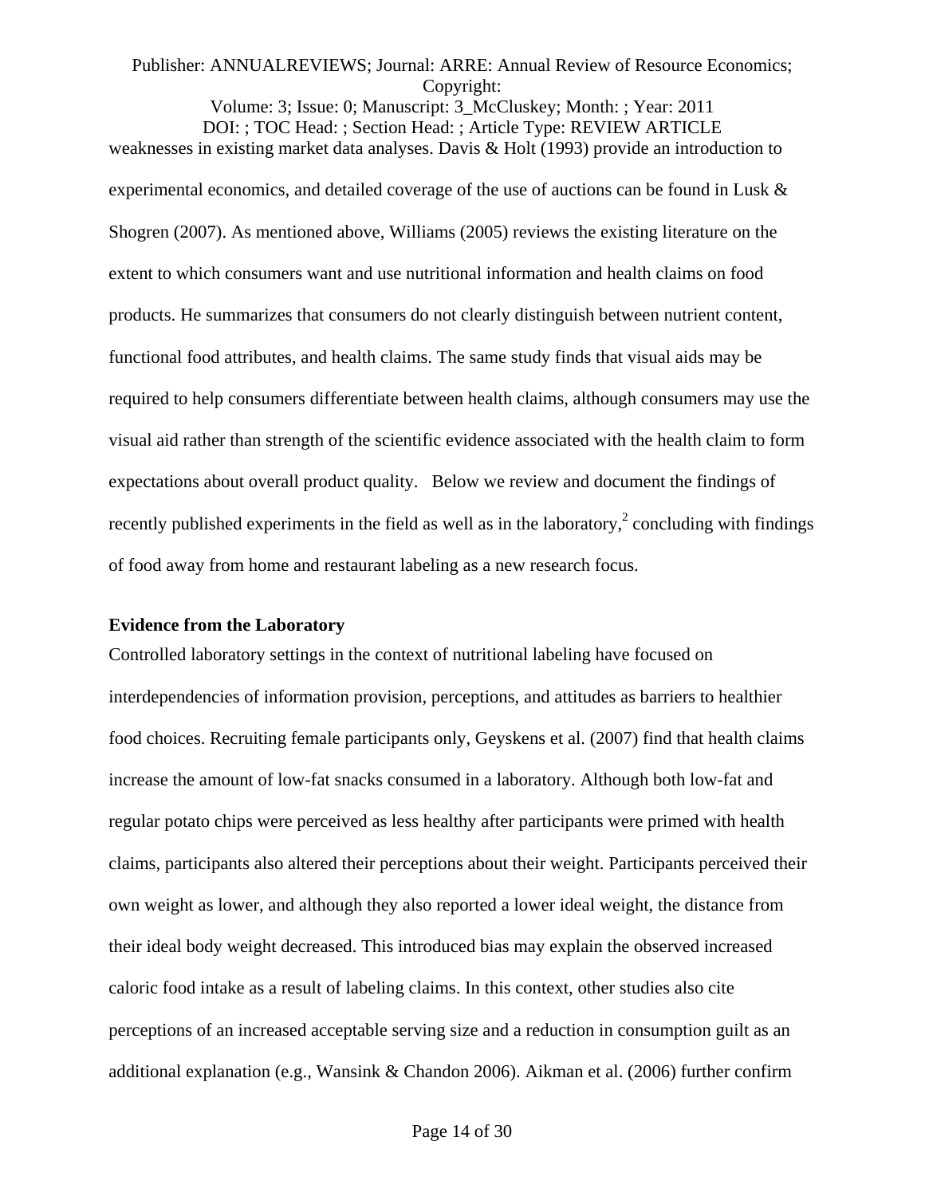weaknesses in existing market data analyses. Davis & Holt (1993) provide an introduction to experimental economics, and detailed coverage of the use of auctions can be found in Lusk & Shogren (2007). As mentioned above, Williams (2005) reviews the existing literature on the extent to which consumers want and use nutritional information and health claims on food products. He summarizes that consumers do not clearly distinguish between nutrient content, functional food attributes, and health claims. The same study finds that visual aids may be required to help consumers differentiate between health claims, although consumers may use the visual aid rather than strength of the scientific evidence associated with the health claim to form expectations about overall product quality. Below we review and document the findings of recently published experiments in the field as well as in the laboratory,[2] concluding with findings of food away from home and restaurant labeling as a new research focus.

**Evidence from the Laboratory**

Controlled laboratory settings in the context of nutritional labeling have focused on interdependencies of information provision, perceptions, and attitudes as barriers to healthier food choices. Recruiting female participants only, Geyskens et al. (2007) find that health claims increase the amount of low-fat snacks consumed in a laboratory. Although both low-fat and regular potato chips were perceived as less healthy after participants were primed with health claims, participants also altered their perceptions about their weight. Participants perceived their own weight as lower, and although they also reported a lower ideal weight, the distance from their ideal body weight decreased. This introduced bias may explain the observed increased caloric food intake as a result of labeling claims. In this context, other studies also cite perceptions of an increased acceptable serving size and a reduction in consumption guilt as an additional explanation (e.g., Wansink & Chandon 2006). Aikman et al. (2006) further confirm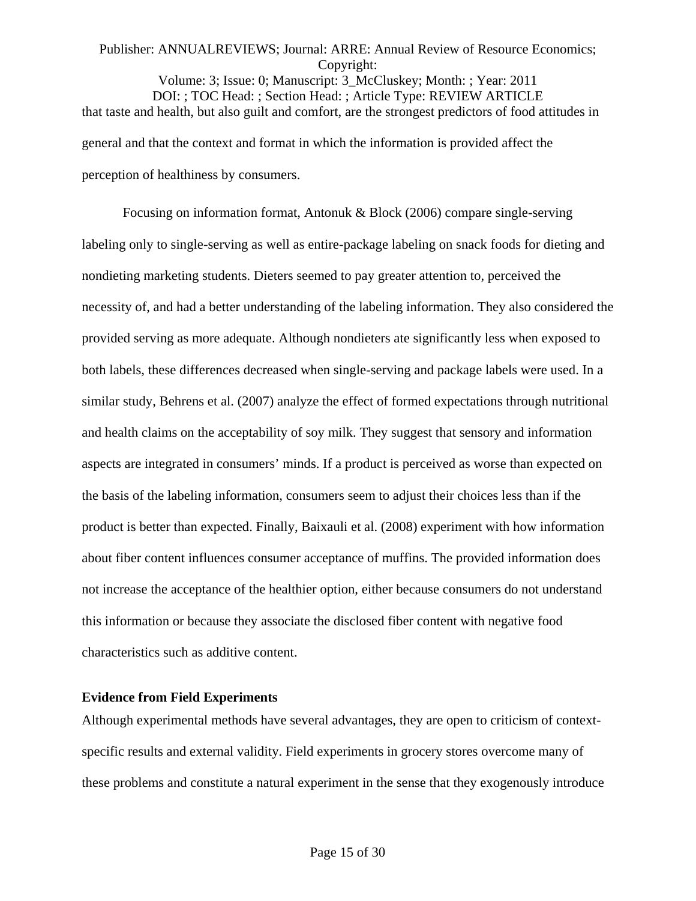that taste and health, but also guilt and comfort, are the strongest predictors of food attitudes in general and that the context and format in which the information is provided affect the perception of healthiness by consumers.

Focusing on information format, Antonuk & Block (2006) compare single-serving labeling only to single-serving as well as entire-package labeling on snack foods for dieting and nondieting marketing students. Dieters seemed to pay greater attention to, perceived the necessity of, and had a better understanding of the labeling information. They also considered the provided serving as more adequate. Although nondieters ate significantly less when exposed to both labels, these differences decreased when single-serving and package labels were used. In a similar study, Behrens et al. (2007) analyze the effect of formed expectations through nutritional and health claims on the acceptability of soy milk. They suggest that sensory and information aspects are integrated in consumers' minds. If a product is perceived as worse than expected on the basis of the labeling information, consumers seem to adjust their choices less than if the product is better than expected. Finally, Baixauli et al. (2008) experiment with how information about fiber content influences consumer acceptance of muffins. The provided information does not increase the acceptance of the healthier option, either because consumers do not understand this information or because they associate the disclosed fiber content with negative food characteristics such as additive content.

**Evidence from Field Experiments**

Although experimental methods have several advantages, they are open to criticism of context-specific results and external validity. Field experiments in grocery stores overcome many of these problems and constitute a natural experiment in the sense that they exogenously introduce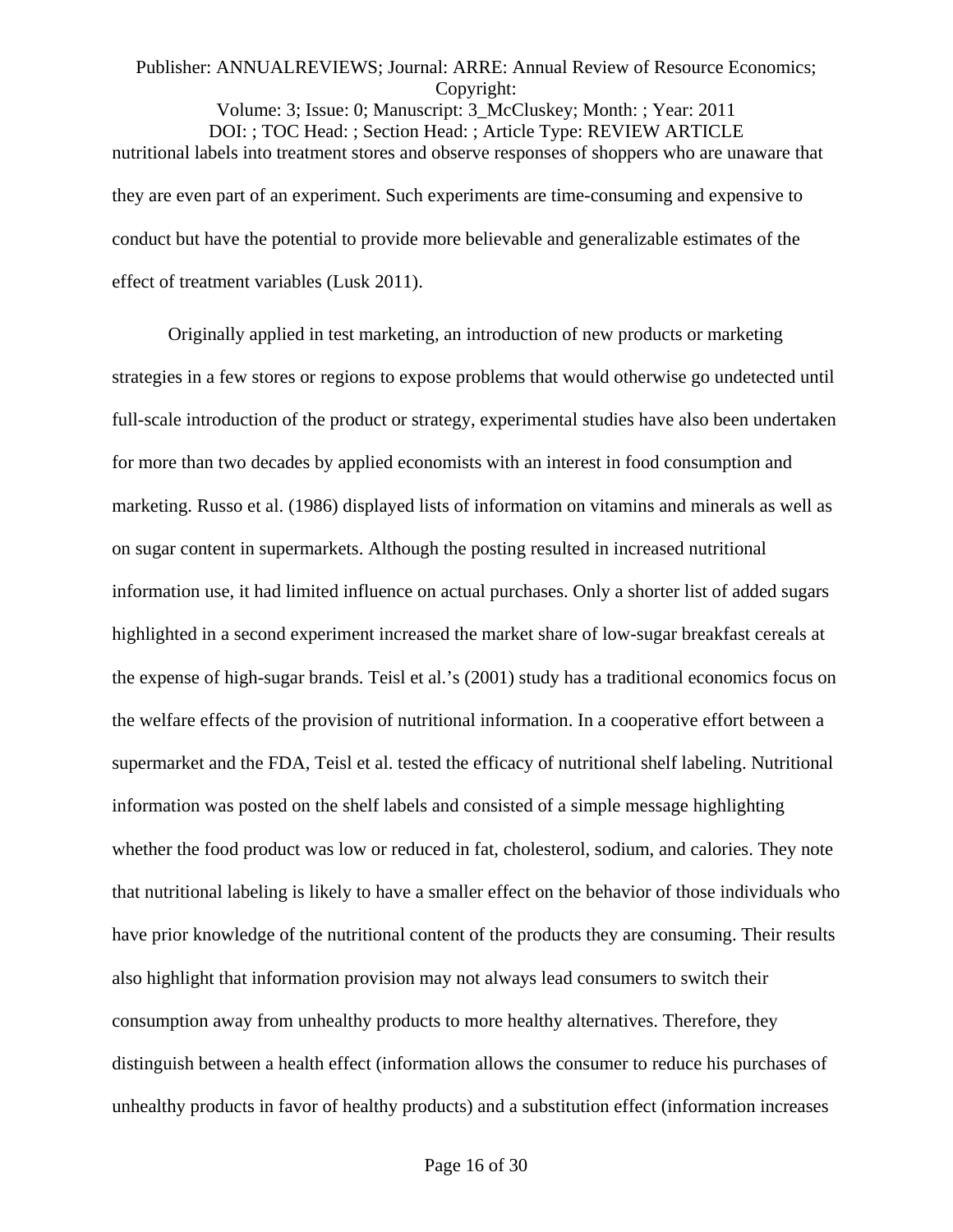nutritional labels into treatment stores and observe responses of shoppers who are unaware that they are even part of an experiment. Such experiments are time-consuming and expensive to conduct but have the potential to provide more believable and generalizable estimates of the effect of treatment variables (Lusk 2011).

Originally applied in test marketing, an introduction of new products or marketing strategies in a few stores or regions to expose problems that would otherwise go undetected until full-scale introduction of the product or strategy, experimental studies have also been undertaken for more than two decades by applied economists with an interest in food consumption and marketing. Russo et al. (1986) displayed lists of information on vitamins and minerals as well as on sugar content in supermarkets. Although the posting resulted in increased nutritional information use, it had limited influence on actual purchases. Only a shorter list of added sugars highlighted in a second experiment increased the market share of low-sugar breakfast cereals at the expense of high-sugar brands. Teisl et al.'s (2001) study has a traditional economics focus on the welfare effects of the provision of nutritional information. In a cooperative effort between a supermarket and the FDA, Teisl et al. tested the efficacy of nutritional shelf labeling. Nutritional information was posted on the shelf labels and consisted of a simple message highlighting whether the food product was low or reduced in fat, cholesterol, sodium, and calories. They note that nutritional labeling is likely to have a smaller effect on the behavior of those individuals who have prior knowledge of the nutritional content of the products they are consuming. Their results also highlight that information provision may not always lead consumers to switch their consumption away from unhealthy products to more healthy alternatives. Therefore, they distinguish between a health effect (information allows the consumer to reduce his purchases of unhealthy products in favor of healthy products) and a substitution effect (information increases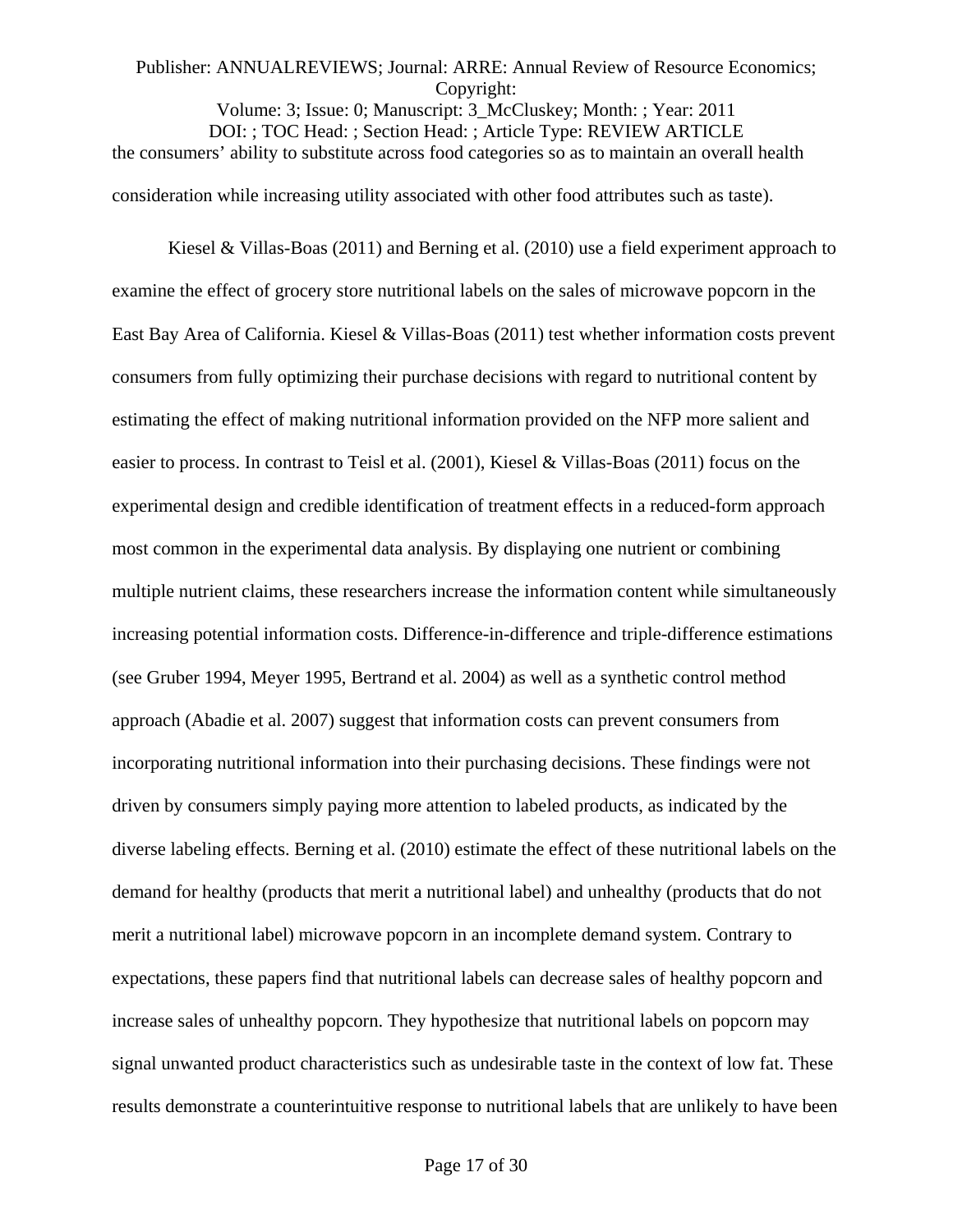the consumers' ability to substitute across food categories so as to maintain an overall health consideration while increasing utility associated with other food attributes such as taste).

Kiesel & Villas-Boas (2011) and Berning et al. (2010) use a field experiment approach to examine the effect of grocery store nutritional labels on the sales of microwave popcorn in the East Bay Area of California. Kiesel & Villas-Boas (2011) test whether information costs prevent consumers from fully optimizing their purchase decisions with regard to nutritional content by estimating the effect of making nutritional information provided on the NFP more salient and easier to process. In contrast to Teisl et al. (2001), Kiesel & Villas-Boas (2011) focus on the experimental design and credible identification of treatment effects in a reduced-form approach most common in the experimental data analysis. By displaying one nutrient or combining multiple nutrient claims, these researchers increase the information content while simultaneously increasing potential information costs. Difference-in-difference and triple-difference estimations (see Gruber 1994, Meyer 1995, Bertrand et al. 2004) as well as a synthetic control method approach (Abadie et al. 2007) suggest that information costs can prevent consumers from incorporating nutritional information into their purchasing decisions. These findings were not driven by consumers simply paying more attention to labeled products, as indicated by the diverse labeling effects. Berning et al. (2010) estimate the effect of these nutritional labels on the demand for healthy (products that merit a nutritional label) and unhealthy (products that do not merit a nutritional label) microwave popcorn in an incomplete demand system. Contrary to expectations, these papers find that nutritional labels can decrease sales of healthy popcorn and increase sales of unhealthy popcorn. They hypothesize that nutritional labels on popcorn may signal unwanted product characteristics such as undesirable taste in the context of low fat. These results demonstrate a counterintuitive response to nutritional labels that are unlikely to have been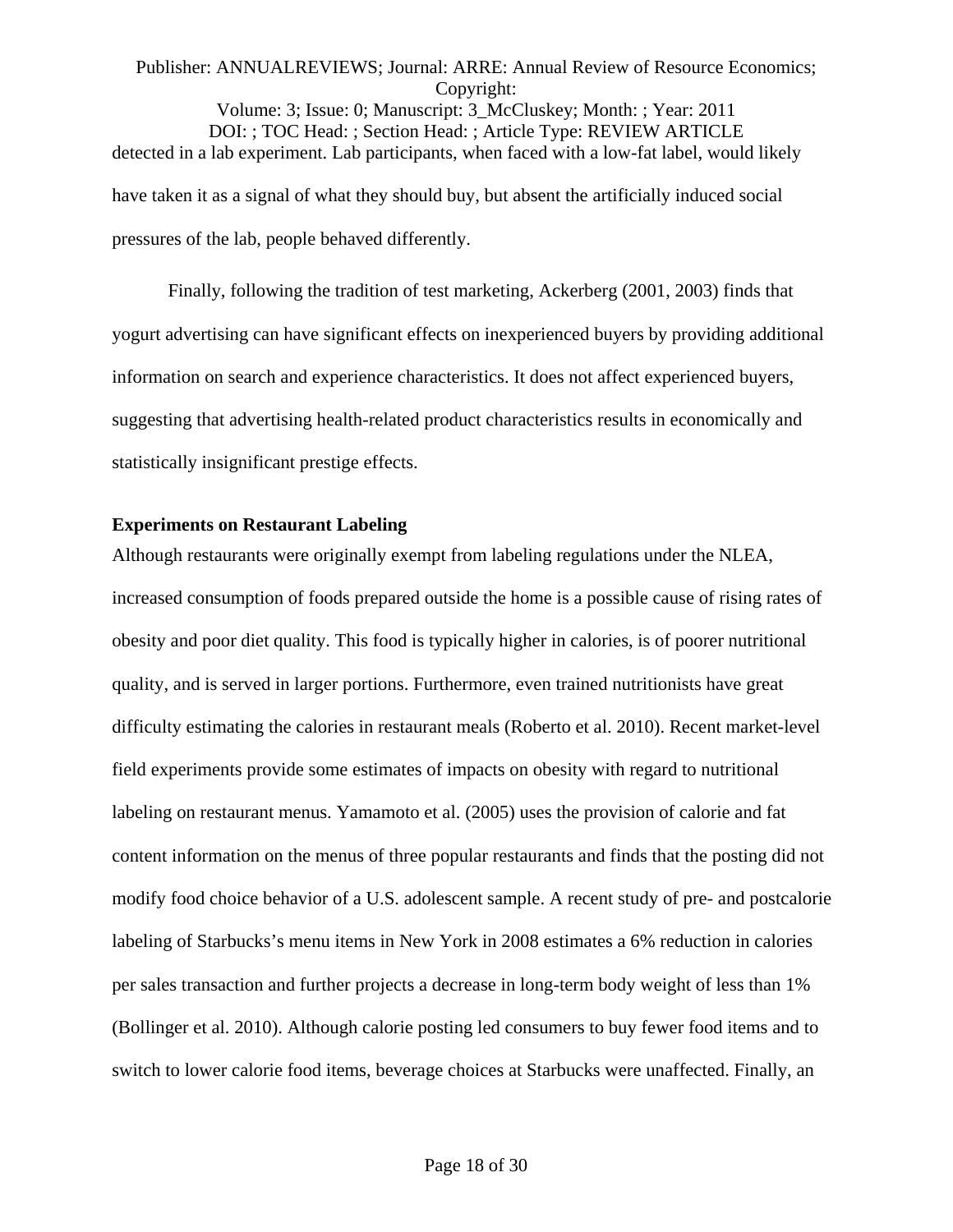detected in a lab experiment. Lab participants, when faced with a low-fat label, would likely have taken it as a signal of what they should buy, but absent the artificially induced social pressures of the lab, people behaved differently.

Finally, following the tradition of test marketing, Ackerberg (2001, 2003) finds that yogurt advertising can have significant effects on inexperienced buyers by providing additional information on search and experience characteristics. It does not affect experienced buyers, suggesting that advertising health-related product characteristics results in economically and statistically insignificant prestige effects.

**Experiments on Restaurant Labeling**

Although restaurants were originally exempt from labeling regulations under the NLEA, increased consumption of foods prepared outside the home is a possible cause of rising rates of obesity and poor diet quality. This food is typically higher in calories, is of poorer nutritional quality, and is served in larger portions. Furthermore, even trained nutritionists have great difficulty estimating the calories in restaurant meals (Roberto et al. 2010). Recent market-level field experiments provide some estimates of impacts on obesity with regard to nutritional labeling on restaurant menus. Yamamoto et al. (2005) uses the provision of calorie and fat content information on the menus of three popular restaurants and finds that the posting did not modify food choice behavior of a U.S. adolescent sample. A recent study of pre- and postcalorie labeling of Starbucks's menu items in New York in 2008 estimates a 6% reduction in calories per sales transaction and further projects a decrease in long-term body weight of less than 1% (Bollinger et al. 2010). Although calorie posting led consumers to buy fewer food items and to switch to lower calorie food items, beverage choices at Starbucks were unaffected. Finally, an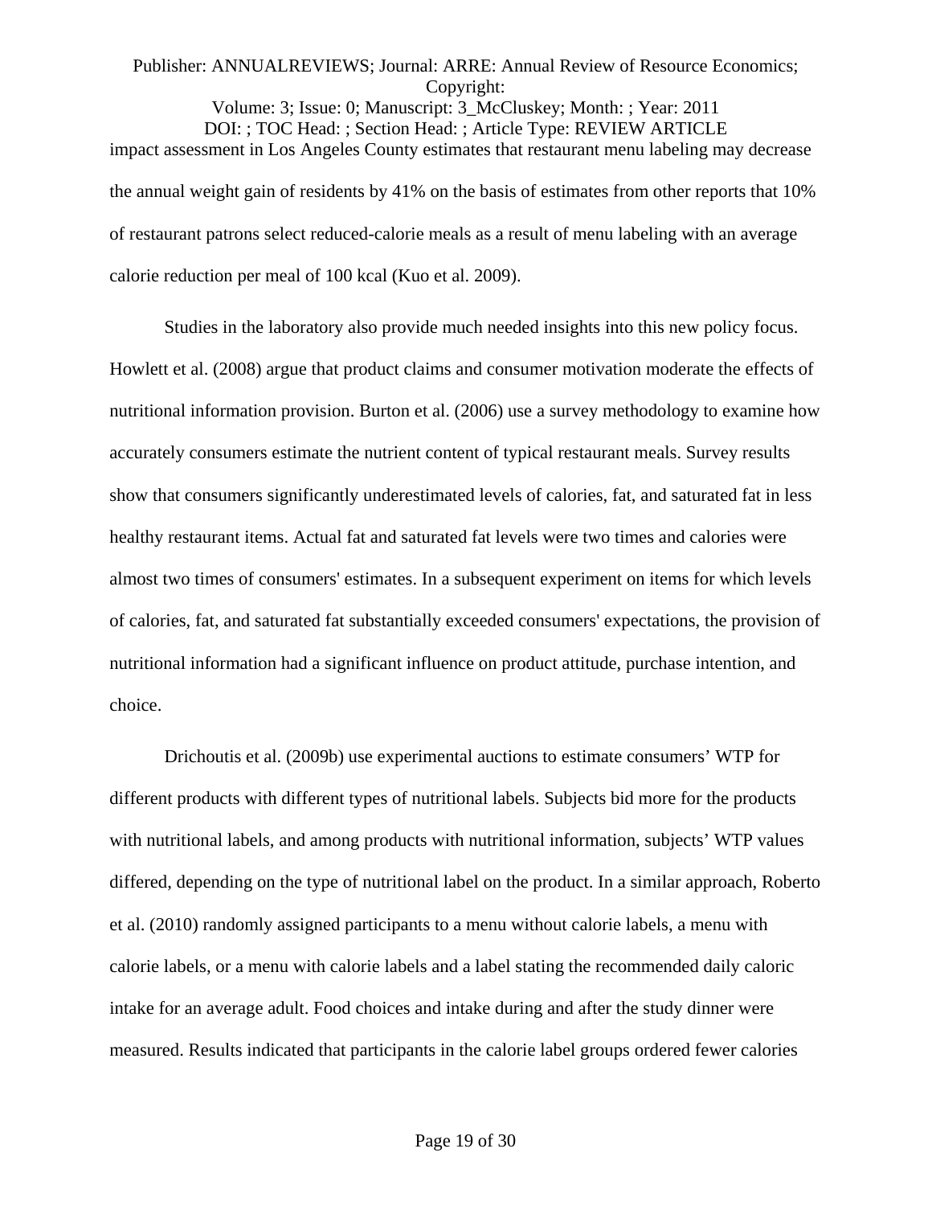impact assessment in Los Angeles County estimates that restaurant menu labeling may decrease the annual weight gain of residents by 41% on the basis of estimates from other reports that 10% of restaurant patrons select reduced-calorie meals as a result of menu labeling with an average calorie reduction per meal of 100 kcal (Kuo et al. 2009).

Studies in the laboratory also provide much needed insights into this new policy focus. Howlett et al. (2008) argue that product claims and consumer motivation moderate the effects of nutritional information provision. Burton et al. (2006) use a survey methodology to examine how accurately consumers estimate the nutrient content of typical restaurant meals. Survey results show that consumers significantly underestimated levels of calories, fat, and saturated fat in less healthy restaurant items. Actual fat and saturated fat levels were two times and calories were almost two times of consumers' estimates. In a subsequent experiment on items for which levels of calories, fat, and saturated fat substantially exceeded consumers' expectations, the provision of nutritional information had a significant influence on product attitude, purchase intention, and choice.

Drichoutis et al. (2009b) use experimental auctions to estimate consumers' WTP for different products with different types of nutritional labels. Subjects bid more for the products with nutritional labels, and among products with nutritional information, subjects' WTP values differed, depending on the type of nutritional label on the product. In a similar approach, Roberto et al. (2010) randomly assigned participants to a menu without calorie labels, a menu with calorie labels, or a menu with calorie labels and a label stating the recommended daily caloric intake for an average adult. Food choices and intake during and after the study dinner were measured. Results indicated that participants in the calorie label groups ordered fewer calories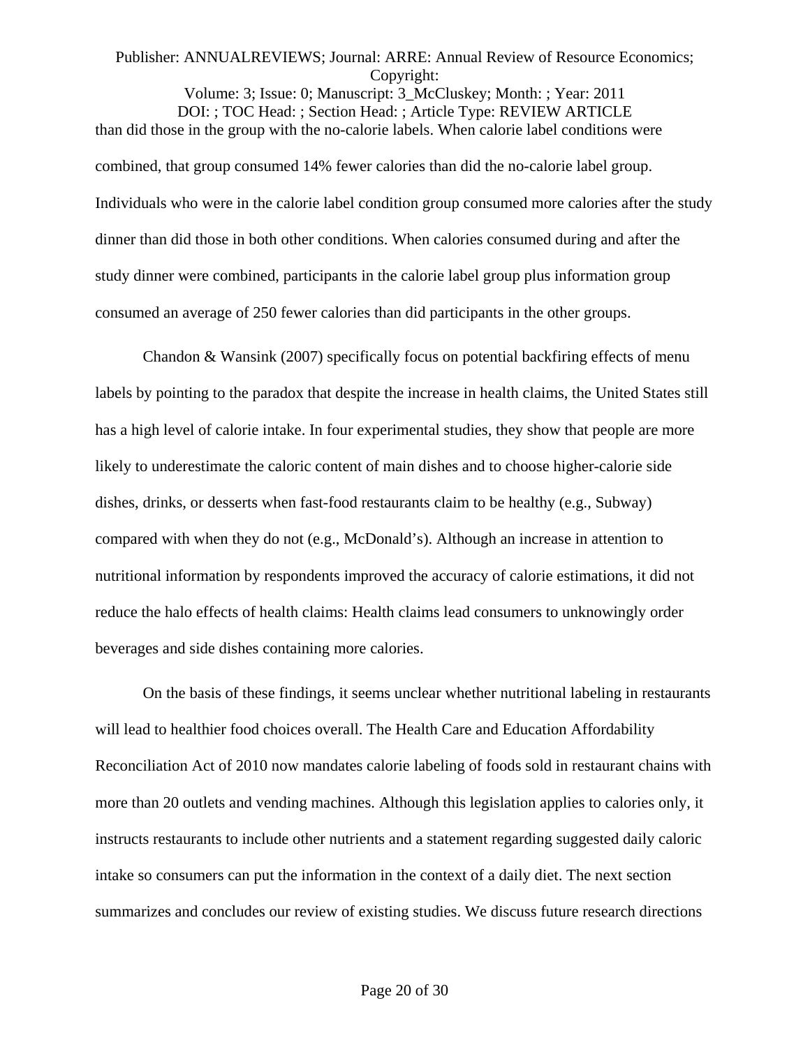than did those in the group with the no-calorie labels. When calorie label conditions were combined, that group consumed 14% fewer calories than did the no-calorie label group. Individuals who were in the calorie label condition group consumed more calories after the study dinner than did those in both other conditions. When calories consumed during and after the study dinner were combined, participants in the calorie label group plus information group consumed an average of 250 fewer calories than did participants in the other groups.

Chandon & Wansink (2007) specifically focus on potential backfiring effects of menu labels by pointing to the paradox that despite the increase in health claims, the United States still has a high level of calorie intake. In four experimental studies, they show that people are more likely to underestimate the caloric content of main dishes and to choose higher-calorie side dishes, drinks, or desserts when fast-food restaurants claim to be healthy (e.g., Subway) compared with when they do not (e.g., McDonald's). Although an increase in attention to nutritional information by respondents improved the accuracy of calorie estimations, it did not reduce the halo effects of health claims: Health claims lead consumers to unknowingly order beverages and side dishes containing more calories.

On the basis of these findings, it seems unclear whether nutritional labeling in restaurants will lead to healthier food choices overall. The Health Care and Education Affordability Reconciliation Act of 2010 now mandates calorie labeling of foods sold in restaurant chains with more than 20 outlets and vending machines. Although this legislation applies to calories only, it instructs restaurants to include other nutrients and a statement regarding suggested daily caloric intake so consumers can put the information in the context of a daily diet. The next section summarizes and concludes our review of existing studies. We discuss future research directions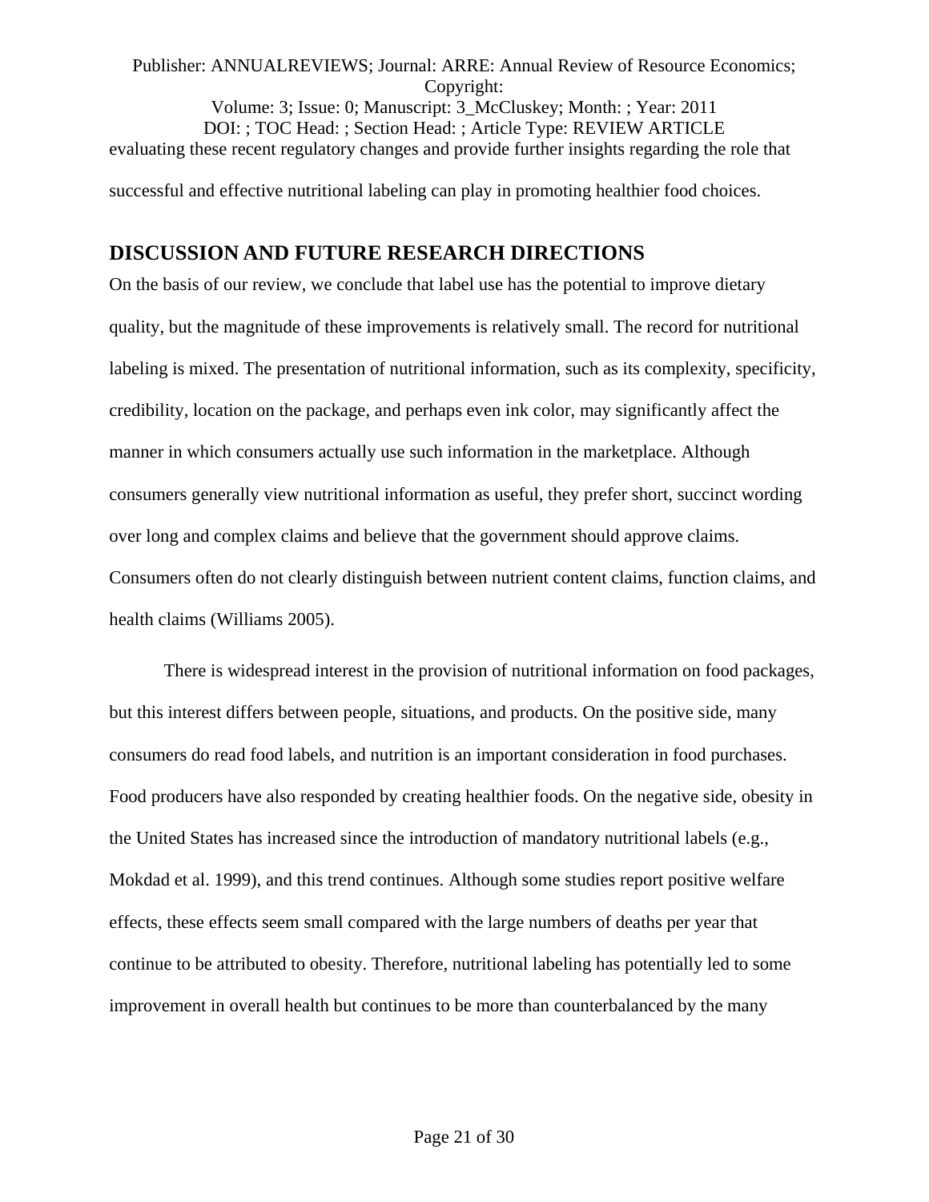evaluating these recent regulatory changes and provide further insights regarding the role that successful and effective nutritional labeling can play in promoting healthier food choices.

## DISCUSSION AND FUTURE RESEARCH DIRECTIONS

On the basis of our review, we conclude that label use has the potential to improve dietary quality, but the magnitude of these improvements is relatively small. The record for nutritional labeling is mixed. The presentation of nutritional information, such as its complexity, specificity, credibility, location on the package, and perhaps even ink color, may significantly affect the manner in which consumers actually use such information in the marketplace. Although consumers generally view nutritional information as useful, they prefer short, succinct wording over long and complex claims and believe that the government should approve claims. Consumers often do not clearly distinguish between nutrient content claims, function claims, and health claims (Williams 2005).

There is widespread interest in the provision of nutritional information on food packages, but this interest differs between people, situations, and products. On the positive side, many consumers do read food labels, and nutrition is an important consideration in food purchases. Food producers have also responded by creating healthier foods. On the negative side, obesity in the United States has increased since the introduction of mandatory nutritional labels (e.g., Mokdad et al. 1999), and this trend continues. Although some studies report positive welfare effects, these effects seem small compared with the large numbers of deaths per year that continue to be attributed to obesity. Therefore, nutritional labeling has potentially led to some improvement in overall health but continues to be more than counterbalanced by the many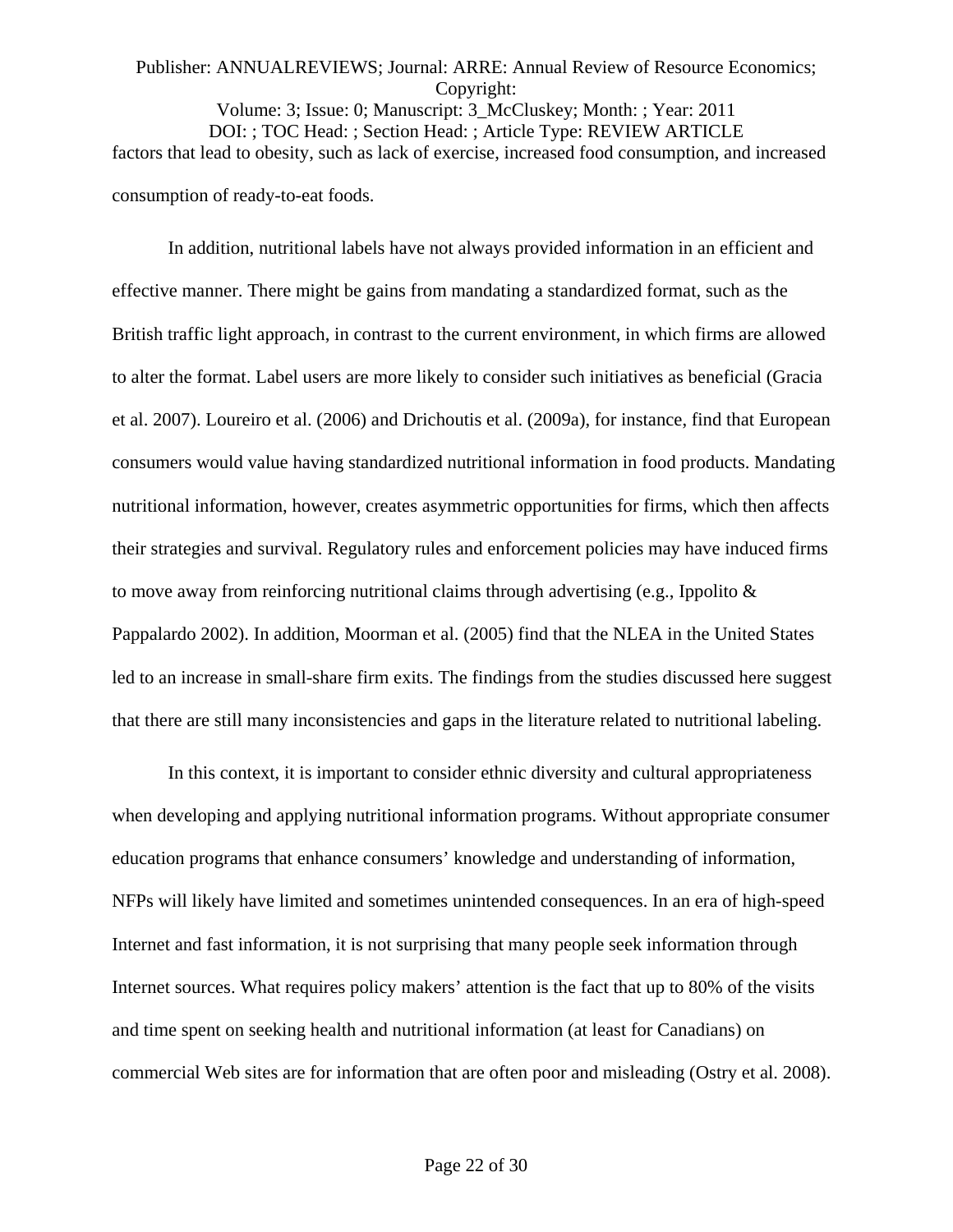factors that lead to obesity, such as lack of exercise, increased food consumption, and increased consumption of ready-to-eat foods.

In addition, nutritional labels have not always provided information in an efficient and effective manner. There might be gains from mandating a standardized format, such as the British traffic light approach, in contrast to the current environment, in which firms are allowed to alter the format. Label users are more likely to consider such initiatives as beneficial (Gracia et al. 2007). Loureiro et al. (2006) and Drichoutis et al. (2009a), for instance, find that European consumers would value having standardized nutritional information in food products. Mandating nutritional information, however, creates asymmetric opportunities for firms, which then affects their strategies and survival. Regulatory rules and enforcement policies may have induced firms to move away from reinforcing nutritional claims through advertising (e.g., Ippolito & Pappalardo 2002). In addition, Moorman et al. (2005) find that the NLEA in the United States led to an increase in small-share firm exits. The findings from the studies discussed here suggest that there are still many inconsistencies and gaps in the literature related to nutritional labeling.

In this context, it is important to consider ethnic diversity and cultural appropriateness when developing and applying nutritional information programs. Without appropriate consumer education programs that enhance consumers' knowledge and understanding of information, NFPs will likely have limited and sometimes unintended consequences. In an era of high-speed Internet and fast information, it is not surprising that many people seek information through Internet sources. What requires policy makers' attention is the fact that up to 80% of the visits and time spent on seeking health and nutritional information (at least for Canadians) on commercial Web sites are for information that are often poor and misleading (Ostry et al. 2008).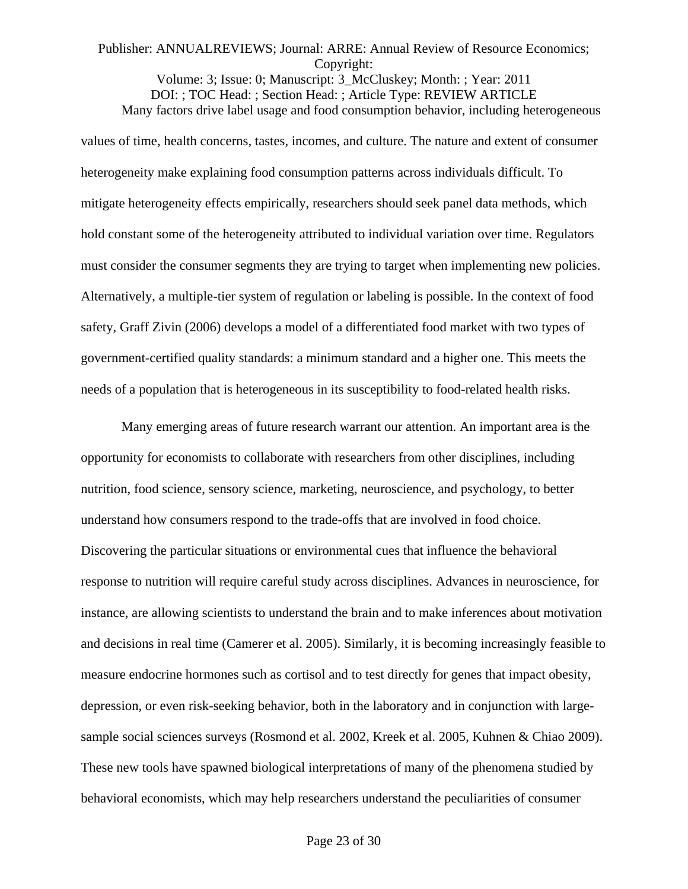Many factors drive label usage and food consumption behavior, including heterogeneous values of time, health concerns, tastes, incomes, and culture. The nature and extent of consumer heterogeneity make explaining food consumption patterns across individuals difficult. To mitigate heterogeneity effects empirically, researchers should seek panel data methods, which hold constant some of the heterogeneity attributed to individual variation over time. Regulators must consider the consumer segments they are trying to target when implementing new policies. Alternatively, a multiple-tier system of regulation or labeling is possible. In the context of food safety, Graff Zivin (2006) develops a model of a differentiated food market with two types of government-certified quality standards: a minimum standard and a higher one. This meets the needs of a population that is heterogeneous in its susceptibility to food-related health risks.

Many emerging areas of future research warrant our attention. An important area is the opportunity for economists to collaborate with researchers from other disciplines, including nutrition, food science, sensory science, marketing, neuroscience, and psychology, to better understand how consumers respond to the trade-offs that are involved in food choice. Discovering the particular situations or environmental cues that influence the behavioral response to nutrition will require careful study across disciplines. Advances in neuroscience, for instance, are allowing scientists to understand the brain and to make inferences about motivation and decisions in real time (Camerer et al. 2005). Similarly, it is becoming increasingly feasible to measure endocrine hormones such as cortisol and to test directly for genes that impact obesity, depression, or even risk-seeking behavior, both in the laboratory and in conjunction with large-sample social sciences surveys (Rosmond et al. 2002, Kreek et al. 2005, Kuhnen & Chiao 2009). These new tools have spawned biological interpretations of many of the phenomena studied by behavioral economists, which may help researchers understand the peculiarities of consumer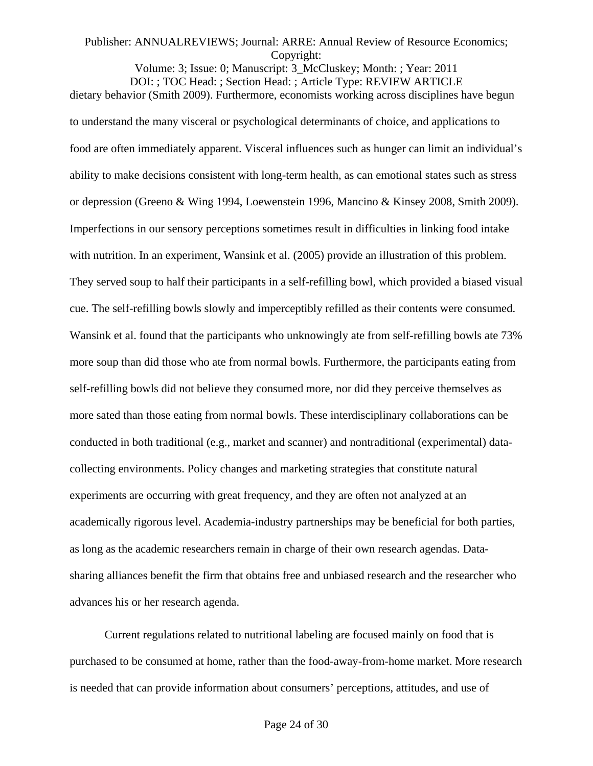dietary behavior (Smith 2009). Furthermore, economists working across disciplines have begun to understand the many visceral or psychological determinants of choice, and applications to food are often immediately apparent. Visceral influences such as hunger can limit an individual's ability to make decisions consistent with long-term health, as can emotional states such as stress or depression (Greeno & Wing 1994, Loewenstein 1996, Mancino & Kinsey 2008, Smith 2009). Imperfections in our sensory perceptions sometimes result in difficulties in linking food intake with nutrition. In an experiment, Wansink et al. (2005) provide an illustration of this problem. They served soup to half their participants in a self-refilling bowl, which provided a biased visual cue. The self-refilling bowls slowly and imperceptibly refilled as their contents were consumed. Wansink et al. found that the participants who unknowingly ate from self-refilling bowls ate 73% more soup than did those who ate from normal bowls. Furthermore, the participants eating from self-refilling bowls did not believe they consumed more, nor did they perceive themselves as more sated than those eating from normal bowls. These interdisciplinary collaborations can be conducted in both traditional (e.g., market and scanner) and nontraditional (experimental) data-collecting environments. Policy changes and marketing strategies that constitute natural experiments are occurring with great frequency, and they are often not analyzed at an academically rigorous level. Academia-industry partnerships may be beneficial for both parties, as long as the academic researchers remain in charge of their own research agendas. Data-sharing alliances benefit the firm that obtains free and unbiased research and the researcher who advances his or her research agenda.

Current regulations related to nutritional labeling are focused mainly on food that is purchased to be consumed at home, rather than the food-away-from-home market. More research is needed that can provide information about consumers' perceptions, attitudes, and use of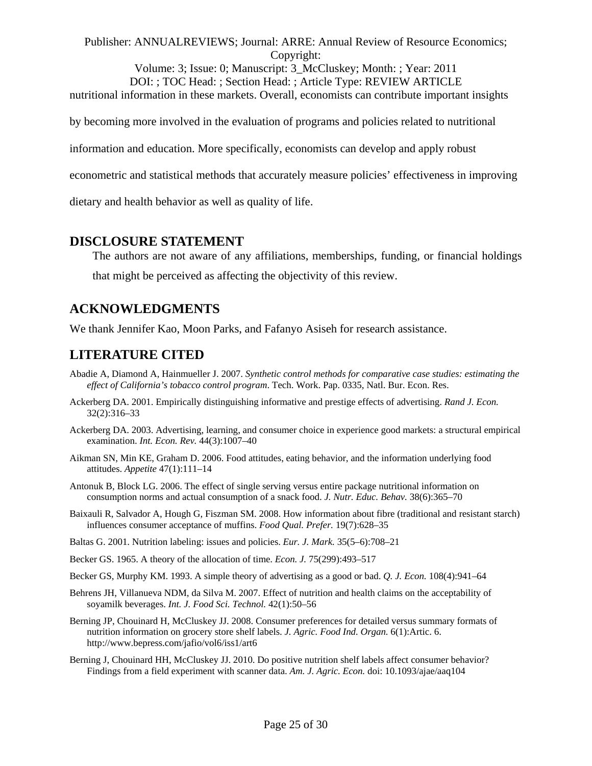nutritional information in these markets. Overall, economists can contribute important insights by becoming more involved in the evaluation of programs and policies related to nutritional information and education. More specifically, economists can develop and apply robust econometric and statistical methods that accurately measure policies' effectiveness in improving dietary and health behavior as well as quality of life.

## DISCLOSURE STATEMENT

The authors are not aware of any affiliations, memberships, funding, or financial holdings that might be perceived as affecting the objectivity of this review.

## ACKNOWLEDGMENTS

We thank Jennifer Kao, Moon Parks, and Fafanyo Asiseh for research assistance.

## LITERATURE CITED

Abadie A, Diamond A, Hainmueller J. 2007. *Synthetic control methods for comparative case studies: estimating the effect of California's tobacco control program*. Tech. Work. Pap. 0335, Natl. Bur. Econ. Res.

Ackerberg DA. 2001. Empirically distinguishing informative and prestige effects of advertising. *Rand J. Econ.* 32(2):316–33

Ackerberg DA. 2003. Advertising, learning, and consumer choice in experience good markets: a structural empirical examination. *Int. Econ. Rev.* 44(3):1007–40

Aikman SN, Min KE, Graham D. 2006. Food attitudes, eating behavior, and the information underlying food attitudes. *Appetite* 47(1):111–14

Antonuk B, Block LG. 2006. The effect of single serving versus entire package nutritional information on consumption norms and actual consumption of a snack food. *J. Nutr. Educ. Behav.* 38(6):365–70

Baixauli R, Salvador A, Hough G, Fiszman SM. 2008. How information about fibre (traditional and resistant starch) influences consumer acceptance of muffins. *Food Qual. Prefer.* 19(7):628–35

Baltas G. 2001. Nutrition labeling: issues and policies. *Eur. J. Mark.* 35(5–6):708–21

Becker GS. 1965. A theory of the allocation of time. *Econ. J.* 75(299):493–517

Becker GS, Murphy KM. 1993. A simple theory of advertising as a good or bad. *Q. J. Econ.* 108(4):941–64

Behrens JH, Villanueva NDM, da Silva M. 2007. Effect of nutrition and health claims on the acceptability of soyamilk beverages. *Int. J. Food Sci. Technol.* 42(1):50–56

Berning JP, Chouinard H, McCluskey JJ. 2008. Consumer preferences for detailed versus summary formats of nutrition information on grocery store shelf labels. *J. Agric. Food Ind. Organ.* 6(1):Artic. 6. http://www.bepress.com/jafio/vol6/iss1/art6

Berning J, Chouinard HH, McCluskey JJ. 2010. Do positive nutrition shelf labels affect consumer behavior? Findings from a field experiment with scanner data. *Am. J. Agric. Econ.* doi: 10.1093/ajae/aaq104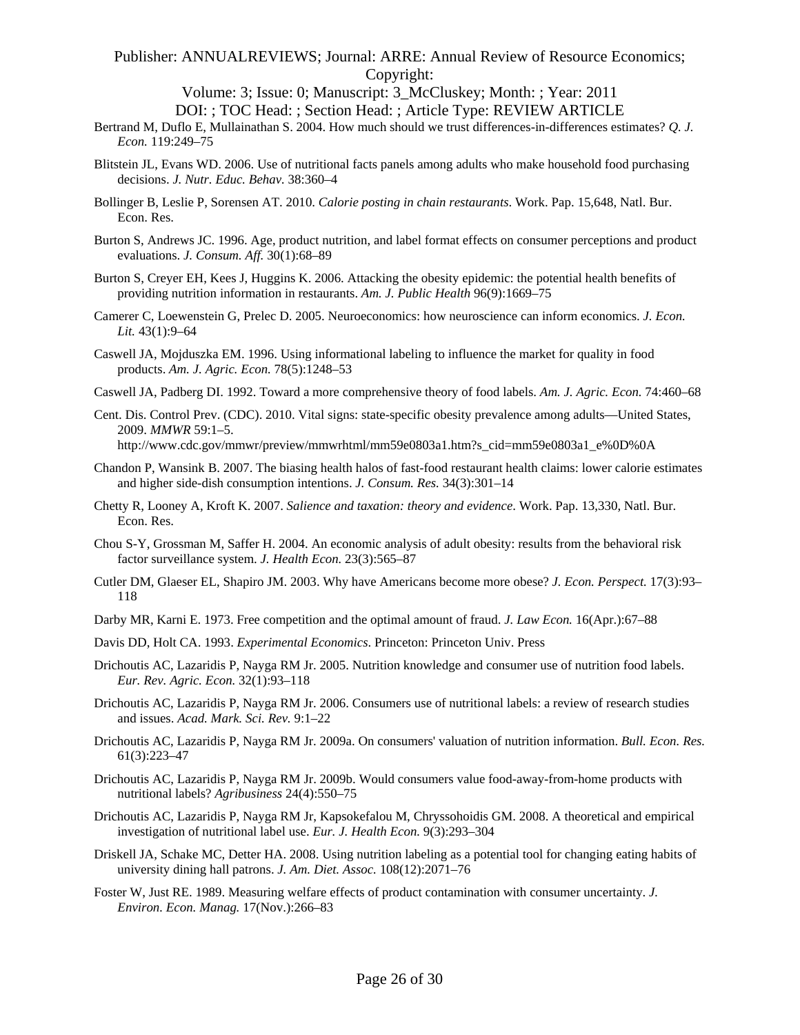Bertrand M, Duflo E, Mullainathan S. 2004. How much should we trust differences-in-differences estimates? *Q. J. Econ.* 119:249–75

Blitstein JL, Evans WD. 2006. Use of nutritional facts panels among adults who make household food purchasing decisions. *J. Nutr. Educ. Behav.* 38:360–4

Bollinger B, Leslie P, Sorensen AT. 2010. *Calorie posting in chain restaurants*. Work. Pap. 15,648, Natl. Bur. Econ. Res.

Burton S, Andrews JC. 1996. Age, product nutrition, and label format effects on consumer perceptions and product evaluations. *J. Consum. Aff.* 30(1):68–89

Burton S, Creyer EH, Kees J, Huggins K. 2006. Attacking the obesity epidemic: the potential health benefits of providing nutrition information in restaurants. *Am. J. Public Health* 96(9):1669–75

Camerer C, Loewenstein G, Prelec D. 2005. Neuroeconomics: how neuroscience can inform economics. *J. Econ. Lit.* 43(1):9–64

Caswell JA, Mojduszka EM. 1996. Using informational labeling to influence the market for quality in food products. *Am. J. Agric. Econ.* 78(5):1248–53

Caswell JA, Padberg DI. 1992. Toward a more comprehensive theory of food labels. *Am. J. Agric. Econ.* 74:460–68

Cent. Dis. Control Prev. (CDC). 2010. Vital signs: state-specific obesity prevalence among adults—United States, 2009. *MMWR* 59:1–5. http://www.cdc.gov/mmwr/preview/mmwrhtml/mm59e0803a1.htm?s_cid=mm59e0803a1_e%0D%0A

Chandon P, Wansink B. 2007. The biasing health halos of fast-food restaurant health claims: lower calorie estimates and higher side-dish consumption intentions. *J. Consum. Res.* 34(3):301–14

Chetty R, Looney A, Kroft K. 2007. *Salience and taxation: theory and evidence*. Work. Pap. 13,330, Natl. Bur. Econ. Res.

Chou S-Y, Grossman M, Saffer H. 2004. An economic analysis of adult obesity: results from the behavioral risk factor surveillance system. *J. Health Econ.* 23(3):565–87

Cutler DM, Glaeser EL, Shapiro JM. 2003. Why have Americans become more obese? *J. Econ. Perspect.* 17(3):93–118

Darby MR, Karni E. 1973. Free competition and the optimal amount of fraud. *J. Law Econ.* 16(Apr.):67–88

Davis DD, Holt CA. 1993. *Experimental Economics*. Princeton: Princeton Univ. Press

Drichoutis AC, Lazaridis P, Nayga RM Jr. 2005. Nutrition knowledge and consumer use of nutrition food labels. *Eur. Rev. Agric. Econ.* 32(1):93–118

Drichoutis AC, Lazaridis P, Nayga RM Jr. 2006. Consumers use of nutritional labels: a review of research studies and issues. *Acad. Mark. Sci. Rev.* 9:1–22

Drichoutis AC, Lazaridis P, Nayga RM Jr. 2009a. On consumers' valuation of nutrition information. *Bull. Econ. Res.* 61(3):223–47

Drichoutis AC, Lazaridis P, Nayga RM Jr. 2009b. Would consumers value food-away-from-home products with nutritional labels? *Agribusiness* 24(4):550–75

Drichoutis AC, Lazaridis P, Nayga RM Jr, Kapsokefalou M, Chryssohoidis GM. 2008. A theoretical and empirical investigation of nutritional label use. *Eur. J. Health Econ.* 9(3):293–304

Driskell JA, Schake MC, Detter HA. 2008. Using nutrition labeling as a potential tool for changing eating habits of university dining hall patrons. *J. Am. Diet. Assoc.* 108(12):2071–76

Foster W, Just RE. 1989. Measuring welfare effects of product contamination with consumer uncertainty. *J. Environ. Econ. Manag.* 17(Nov.):266–83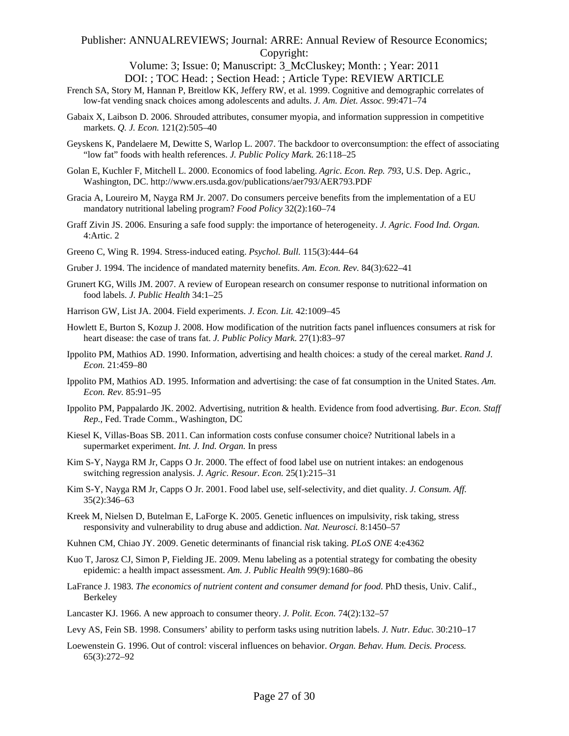French SA, Story M, Hannan P, Breitlow KK, Jeffery RW, et al. 1999. Cognitive and demographic correlates of low-fat vending snack choices among adolescents and adults. *J. Am. Diet. Assoc.* 99:471–74

Gabaix X, Laibson D. 2006. Shrouded attributes, consumer myopia, and information suppression in competitive markets. *Q. J. Econ.* 121(2):505–40

Geyskens K, Pandelaere M, Dewitte S, Warlop L. 2007. The backdoor to overconsumption: the effect of associating "low fat" foods with health references. *J. Public Policy Mark.* 26:118–25

Golan E, Kuchler F, Mitchell L. 2000. Economics of food labeling. *Agric. Econ. Rep. 793*, U.S. Dep. Agric., Washington, DC. http://www.ers.usda.gov/publications/aer793/AER793.PDF

Gracia A, Loureiro M, Nayga RM Jr. 2007. Do consumers perceive benefits from the implementation of a EU mandatory nutritional labeling program? *Food Policy* 32(2):160–74

Graff Zivin JS. 2006. Ensuring a safe food supply: the importance of heterogeneity. *J. Agric. Food Ind. Organ.* 4:Artic. 2

Greeno C, Wing R. 1994. Stress-induced eating. *Psychol. Bull.* 115(3):444–64

Gruber J. 1994. The incidence of mandated maternity benefits. *Am. Econ. Rev.* 84(3):622–41

Grunert KG, Wills JM. 2007. A review of European research on consumer response to nutritional information on food labels. *J. Public Health* 34:1–25

Harrison GW, List JA. 2004. Field experiments. *J. Econ. Lit.* 42:1009–45

Howlett E, Burton S, Kozup J. 2008. How modification of the nutrition facts panel influences consumers at risk for heart disease: the case of trans fat. *J. Public Policy Mark.* 27(1):83–97

Ippolito PM, Mathios AD. 1990. Information, advertising and health choices: a study of the cereal market. *Rand J. Econ.* 21:459–80

Ippolito PM, Mathios AD. 1995. Information and advertising: the case of fat consumption in the United States. *Am. Econ. Rev.* 85:91–95

Ippolito PM, Pappalardo JK. 2002. Advertising, nutrition & health. Evidence from food advertising. *Bur. Econ. Staff Rep.*, Fed. Trade Comm., Washington, DC

Kiesel K, Villas-Boas SB. 2011. Can information costs confuse consumer choice? Nutritional labels in a supermarket experiment. *Int. J. Ind. Organ.* In press

Kim S-Y, Nayga RM Jr, Capps O Jr. 2000. The effect of food label use on nutrient intakes: an endogenous switching regression analysis. *J. Agric. Resour. Econ.* 25(1):215–31

Kim S-Y, Nayga RM Jr, Capps O Jr. 2001. Food label use, self-selectivity, and diet quality. *J. Consum. Aff.* 35(2):346–63

Kreek M, Nielsen D, Butelman E, LaForge K. 2005. Genetic influences on impulsivity, risk taking, stress responsivity and vulnerability to drug abuse and addiction. *Nat. Neurosci.* 8:1450–57

Kuhnen CM, Chiao JY. 2009. Genetic determinants of financial risk taking. *PLoS ONE* 4:e4362

Kuo T, Jarosz CJ, Simon P, Fielding JE. 2009. Menu labeling as a potential strategy for combating the obesity epidemic: a health impact assessment. *Am. J. Public Health* 99(9):1680–86

LaFrance J. 1983. *The economics of nutrient content and consumer demand for food*. PhD thesis, Univ. Calif., Berkeley

Lancaster KJ. 1966. A new approach to consumer theory. *J. Polit. Econ.* 74(2):132–57

Levy AS, Fein SB. 1998. Consumers' ability to perform tasks using nutrition labels. *J. Nutr. Educ.* 30:210–17

Loewenstein G. 1996. Out of control: visceral influences on behavior. *Organ. Behav. Hum. Decis. Process.* 65(3):272–92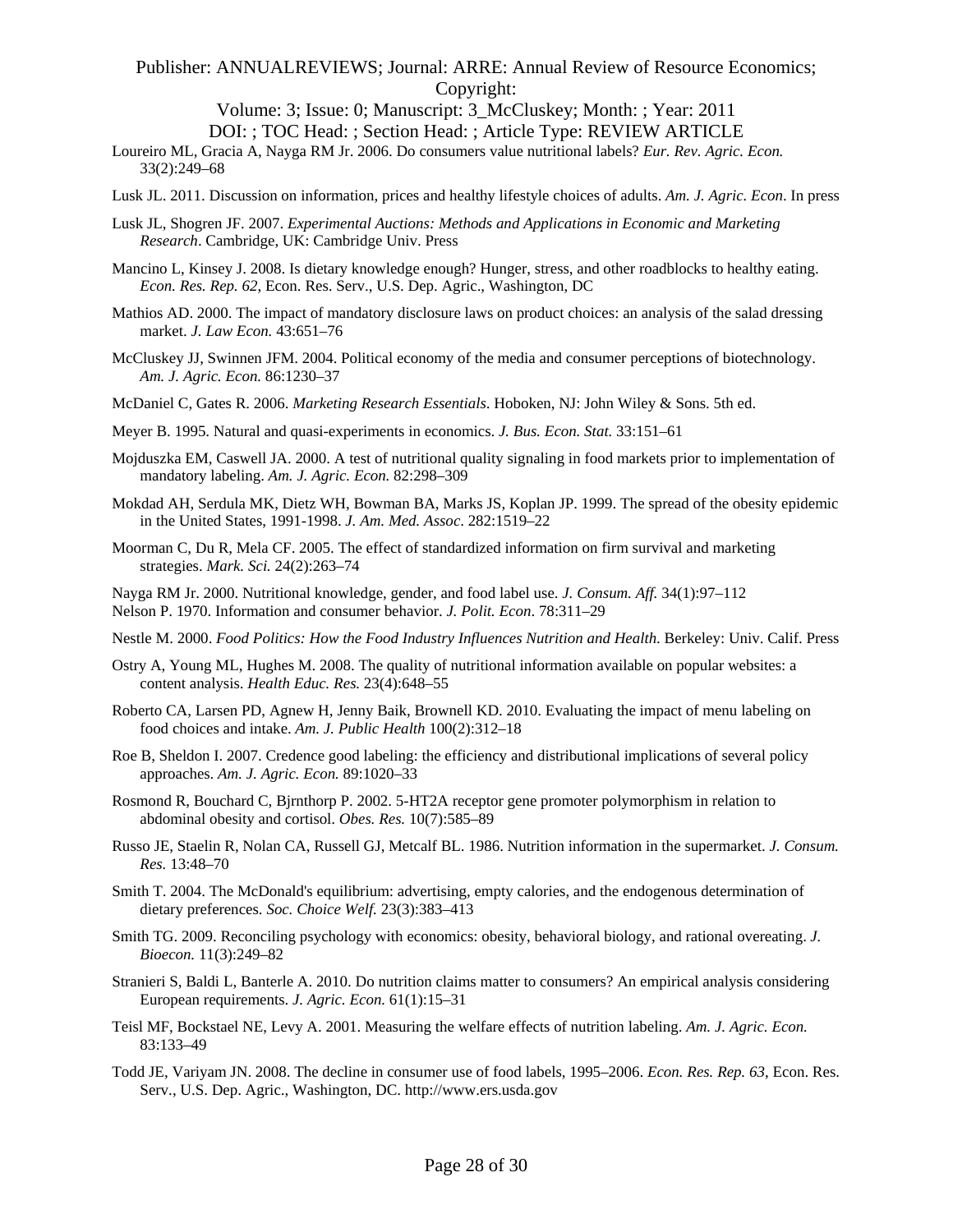Loureiro ML, Gracia A, Nayga RM Jr. 2006. Do consumers value nutritional labels? *Eur. Rev. Agric. Econ.* 33(2):249–68

Lusk JL. 2011. Discussion on information, prices and healthy lifestyle choices of adults. *Am. J. Agric. Econ*. In press

Lusk JL, Shogren JF. 2007. *Experimental Auctions: Methods and Applications in Economic and Marketing Research*. Cambridge, UK: Cambridge Univ. Press

Mancino L, Kinsey J. 2008. Is dietary knowledge enough? Hunger, stress, and other roadblocks to healthy eating. *Econ. Res. Rep. 62*, Econ. Res. Serv., U.S. Dep. Agric., Washington, DC

Mathios AD. 2000. The impact of mandatory disclosure laws on product choices: an analysis of the salad dressing market. *J. Law Econ.* 43:651–76

McCluskey JJ, Swinnen JFM. 2004. Political economy of the media and consumer perceptions of biotechnology. *Am. J. Agric. Econ.* 86:1230–37

McDaniel C, Gates R. 2006. *Marketing Research Essentials*. Hoboken, NJ: John Wiley & Sons. 5th ed.

Meyer B. 1995. Natural and quasi-experiments in economics. *J. Bus. Econ. Stat.* 33:151–61

Mojduszka EM, Caswell JA. 2000. A test of nutritional quality signaling in food markets prior to implementation of mandatory labeling. *Am. J. Agric. Econ.* 82:298–309

Mokdad AH, Serdula MK, Dietz WH, Bowman BA, Marks JS, Koplan JP. 1999. The spread of the obesity epidemic in the United States, 1991-1998. *J. Am. Med. Assoc*. 282:1519–22

Moorman C, Du R, Mela CF. 2005. The effect of standardized information on firm survival and marketing strategies. *Mark. Sci.* 24(2):263–74

Nayga RM Jr. 2000. Nutritional knowledge, gender, and food label use. *J. Consum. Aff.* 34(1):97–112

Nelson P. 1970. Information and consumer behavior. *J. Polit. Econ*. 78:311–29

Nestle M. 2000. *Food Politics: How the Food Industry Influences Nutrition and Health*. Berkeley: Univ. Calif. Press

Ostry A, Young ML, Hughes M. 2008. The quality of nutritional information available on popular websites: a content analysis. *Health Educ. Res.* 23(4):648–55

Roberto CA, Larsen PD, Agnew H, Jenny Baik, Brownell KD. 2010. Evaluating the impact of menu labeling on food choices and intake. *Am. J. Public Health* 100(2):312–18

Roe B, Sheldon I. 2007. Credence good labeling: the efficiency and distributional implications of several policy approaches. *Am. J. Agric. Econ.* 89:1020–33

Rosmond R, Bouchard C, Bjrnthorp P. 2002. 5-HT2A receptor gene promoter polymorphism in relation to abdominal obesity and cortisol. *Obes. Res.* 10(7):585–89

Russo JE, Staelin R, Nolan CA, Russell GJ, Metcalf BL. 1986. Nutrition information in the supermarket. *J. Consum. Res.* 13:48–70

Smith T. 2004. The McDonald's equilibrium: advertising, empty calories, and the endogenous determination of dietary preferences. *Soc. Choice Welf.* 23(3):383–413

Smith TG. 2009. Reconciling psychology with economics: obesity, behavioral biology, and rational overeating. *J. Bioecon.* 11(3):249–82

Stranieri S, Baldi L, Banterle A. 2010. Do nutrition claims matter to consumers? An empirical analysis considering European requirements. *J. Agric. Econ.* 61(1):15–31

Teisl MF, Bockstael NE, Levy A. 2001. Measuring the welfare effects of nutrition labeling. *Am. J. Agric. Econ.* 83:133–49

Todd JE, Variyam JN. 2008. The decline in consumer use of food labels, 1995–2006. *Econ. Res. Rep. 63*, Econ. Res. Serv., U.S. Dep. Agric., Washington, DC. http://www.ers.usda.gov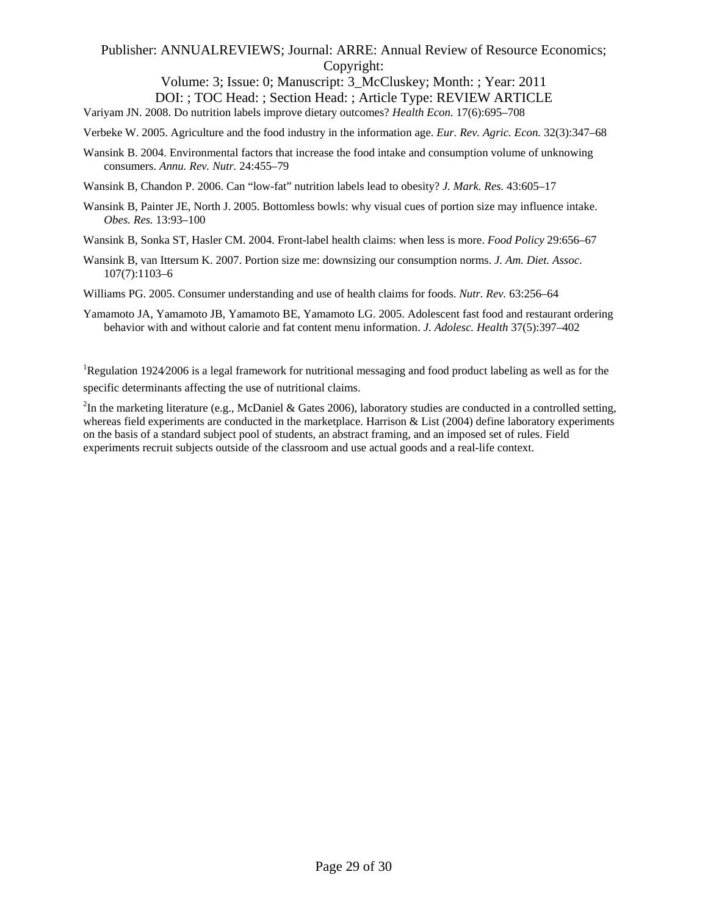Variyam JN. 2008. Do nutrition labels improve dietary outcomes? *Health Econ.* 17(6):695–708

Verbeke W. 2005. Agriculture and the food industry in the information age. *Eur. Rev. Agric. Econ.* 32(3):347–68

Wansink B. 2004. Environmental factors that increase the food intake and consumption volume of unknowing consumers. *Annu. Rev. Nutr.* 24:455–79

Wansink B, Chandon P. 2006. Can "low-fat" nutrition labels lead to obesity? *J. Mark. Res.* 43:605–17

Wansink B, Painter JE, North J. 2005. Bottomless bowls: why visual cues of portion size may influence intake. *Obes. Res.* 13:93–100

Wansink B, Sonka ST, Hasler CM. 2004. Front-label health claims: when less is more. *Food Policy* 29:656–67

Wansink B, van Ittersum K. 2007. Portion size me: downsizing our consumption norms. *J. Am. Diet. Assoc.* 107(7):1103–6

Williams PG. 2005. Consumer understanding and use of health claims for foods. *Nutr. Rev.* 63:256–64

Yamamoto JA, Yamamoto JB, Yamamoto BE, Yamamoto LG. 2005. Adolescent fast food and restaurant ordering behavior with and without calorie and fat content menu information. *J. Adolesc. Health* 37(5):397–402

[1]Regulation 1924⁄2006 is a legal framework for nutritional messaging and food product labeling as well as for the specific determinants affecting the use of nutritional claims.

[2]In the marketing literature (e.g., McDaniel & Gates 2006), laboratory studies are conducted in a controlled setting, whereas field experiments are conducted in the marketplace. Harrison & List (2004) define laboratory experiments on the basis of a standard subject pool of students, an abstract framing, and an imposed set of rules. Field experiments recruit subjects outside of the classroom and use actual goods and a real-life context.